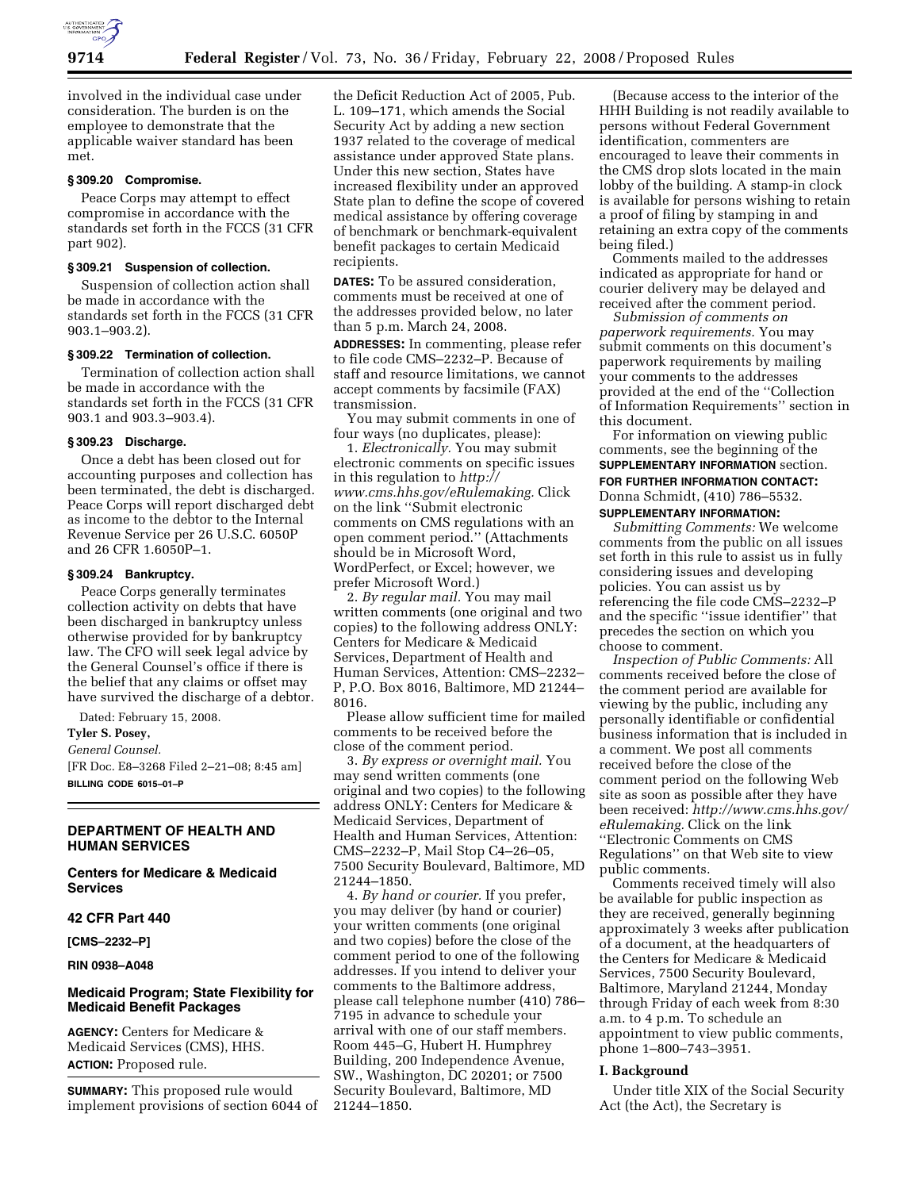involved in the individual case under consideration. The burden is on the employee to demonstrate that the applicable waiver standard has been met.

### § 309.20 Compromise.

Peace Corps may attempt to effect compromise in accordance with the standards set forth in the FCCS (31 CFR part 902).

### § 309.21 Suspension of collection.

Suspension of collection action shall be made in accordance with the standards set forth in the FCCS (31 CFR 903.1–903.2).

### § 309.22 Termination of collection.

Termination of collection action shall be made in accordance with the standards set forth in the FCCS (31 CFR 903.1 and 903.3–903.4).

### § 309.23 Discharge.

Once a debt has been closed out for accounting purposes and collection has been terminated, the debt is discharged. Peace Corps will report discharged debt as income to the debtor to the Internal Revenue Service per 26 U.S.C. 6050P and 26 CFR 1.6050P–1.

### § 309.24 Bankruptcy.

Peace Corps generally terminates collection activity on debts that have been discharged in bankruptcy unless otherwise provided for by bankruptcy law. The CFO will seek legal advice by the General Counsel's office if there is the belief that any claims or offset may have survived the discharge of a debtor.

Dated: February 15, 2008.

**Tyler S. Posey,**

*General Counsel.*

[FR Doc. E8–3268 Filed 2–21–08; 8:45 am]

**BILLING CODE 6015–01–P**

---

## DEPARTMENT OF HEALTH AND HUMAN SERVICES

### Centers for Medicare & Medicaid Services

### 42 CFR Part 440

**[CMS–2232–P]**

**RIN 0938–A048**

### Medicaid Program; State Flexibility for Medicaid Benefit Packages

**AGENCY:** Centers for Medicare & Medicaid Services (CMS), HHS.

**ACTION:** Proposed rule.

**SUMMARY:** This proposed rule would implement provisions of section 6044 of the Deficit Reduction Act of 2005, Pub. L. 109–171, which amends the Social Security Act by adding a new section 1937 related to the coverage of medical assistance under approved State plans. Under this new section, States have increased flexibility under an approved State plan to define the scope of covered medical assistance by offering coverage of benchmark or benchmark-equivalent benefit packages to certain Medicaid recipients.

**DATES:** To be assured consideration, comments must be received at one of the addresses provided below, no later than 5 p.m. March 24, 2008.

**ADDRESSES:** In commenting, please refer to file code CMS–2232–P. Because of staff and resource limitations, we cannot accept comments by facsimile (FAX) transmission.

You may submit comments in one of four ways (no duplicates, please):

1. *Electronically.* You may submit electronic comments on specific issues in this regulation to *http://www.cms.hhs.gov/eRulemaking.* Click on the link "Submit electronic comments on CMS regulations with an open comment period." (Attachments should be in Microsoft Word, WordPerfect, or Excel; however, we prefer Microsoft Word.)

2. *By regular mail.* You may mail written comments (one original and two copies) to the following address ONLY: Centers for Medicare & Medicaid Services, Department of Health and Human Services, Attention: CMS–2232–P, P.O. Box 8016, Baltimore, MD 21244–8016.

Please allow sufficient time for mailed comments to be received before the close of the comment period.

3. *By express or overnight mail.* You may send written comments (one original and two copies) to the following address ONLY: Centers for Medicare & Medicaid Services, Department of Health and Human Services, Attention: CMS–2232–P, Mail Stop C4–26–05, 7500 Security Boulevard, Baltimore, MD 21244–1850.

4. *By hand or courier.* If you prefer, you may deliver (by hand or courier) your written comments (one original and two copies) before the close of the comment period to one of the following addresses. If you intend to deliver your comments to the Baltimore address, please call telephone number (410) 786–7195 in advance to schedule your arrival with one of our staff members. Room 445–G, Hubert H. Humphrey Building, 200 Independence Avenue, SW., Washington, DC 20201; or 7500 Security Boulevard, Baltimore, MD 21244–1850.

(Because access to the interior of the HHH Building is not readily available to persons without Federal Government identification, commenters are encouraged to leave their comments in the CMS drop slots located in the main lobby of the building. A stamp-in clock is available for persons wishing to retain a proof of filing by stamping in and retaining an extra copy of the comments being filed.)

Comments mailed to the addresses indicated as appropriate for hand or courier delivery may be delayed and received after the comment period.

*Submission of comments on paperwork requirements.* You may submit comments on this document's paperwork requirements by mailing your comments to the addresses provided at the end of the "Collection of Information Requirements" section in this document.

For information on viewing public comments, see the beginning of the **SUPPLEMENTARY INFORMATION** section.

**FOR FURTHER INFORMATION CONTACT:** Donna Schmidt, (410) 786–5532.

**SUPPLEMENTARY INFORMATION:**

*Submitting Comments:* We welcome comments from the public on all issues set forth in this rule to assist us in fully considering issues and developing policies. You can assist us by referencing the file code CMS–2232–P and the specific "issue identifier" that precedes the section on which you choose to comment.

*Inspection of Public Comments:* All comments received before the close of the comment period are available for viewing by the public, including any personally identifiable or confidential business information that is included in a comment. We post all comments received before the close of the comment period on the following Web site as soon as possible after they have been received: *http://www.cms.hhs.gov/eRulemaking.* Click on the link "Electronic Comments on CMS Regulations" on that Web site to view public comments.

Comments received timely will also be available for public inspection as they are received, generally beginning approximately 3 weeks after publication of a document, at the headquarters of the Centers for Medicare & Medicaid Services, 7500 Security Boulevard, Baltimore, Maryland 21244, Monday through Friday of each week from 8:30 a.m. to 4 p.m. To schedule an appointment to view public comments, phone 1–800–743–3951.

## I. Background

Under title XIX of the Social Security Act (the Act), the Secretary is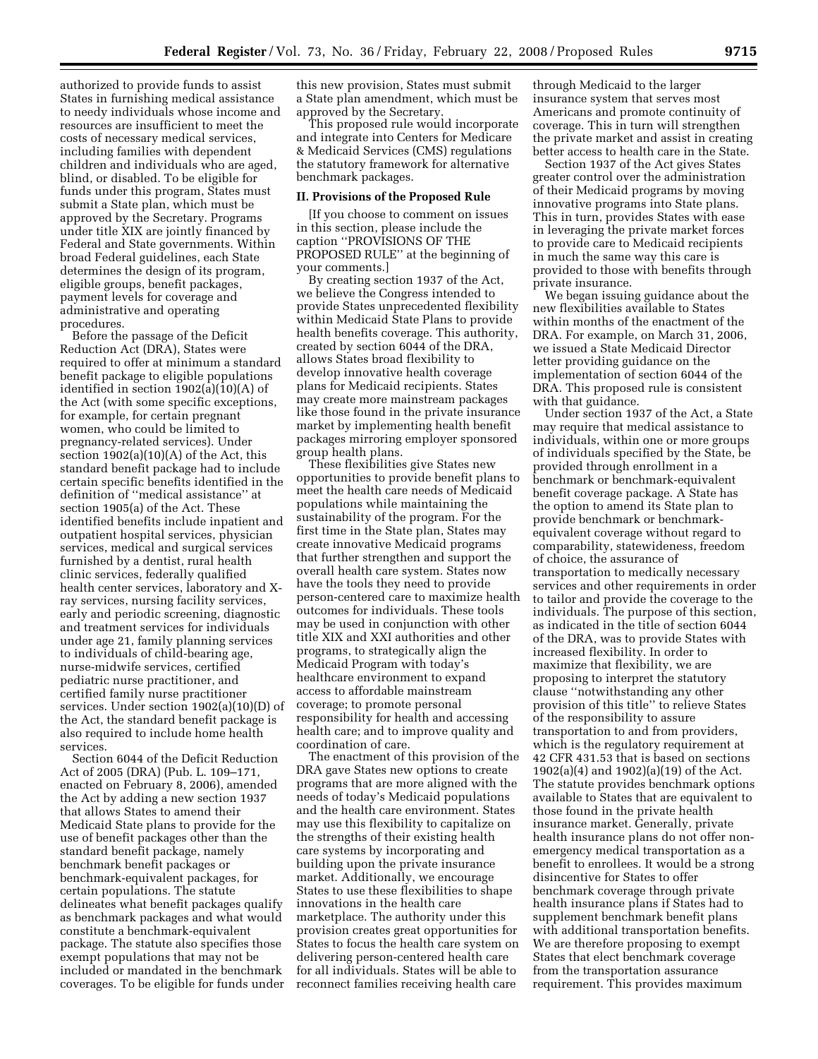authorized to provide funds to assist States in furnishing medical assistance to needy individuals whose income and resources are insufficient to meet the costs of necessary medical services, including families with dependent children and individuals who are aged, blind, or disabled. To be eligible for funds under this program, States must submit a State plan, which must be approved by the Secretary. Programs under title XIX are jointly financed by Federal and State governments. Within broad Federal guidelines, each State determines the design of its program, eligible groups, benefit packages, payment levels for coverage and administrative and operating procedures.

Before the passage of the Deficit Reduction Act (DRA), States were required to offer at minimum a standard benefit package to eligible populations identified in section 1902(a)(10)(A) of the Act (with some specific exceptions, for example, for certain pregnant women, who could be limited to pregnancy-related services). Under section 1902(a)(10)(A) of the Act, this standard benefit package had to include certain specific benefits identified in the definition of ''medical assistance'' at section 1905(a) of the Act. These identified benefits include inpatient and outpatient hospital services, physician services, medical and surgical services furnished by a dentist, rural health clinic services, federally qualified health center services, laboratory and X-ray services, nursing facility services, early and periodic screening, diagnostic and treatment services for individuals under age 21, family planning services to individuals of child-bearing age, nurse-midwife services, certified pediatric nurse practitioner, and certified family nurse practitioner services. Under section 1902(a)(10)(D) of the Act, the standard benefit package is also required to include home health services.

Section 6044 of the Deficit Reduction Act of 2005 (DRA) (Pub. L. 109–171, enacted on February 8, 2006), amended the Act by adding a new section 1937 that allows States to amend their Medicaid State plans to provide for the use of benefit packages other than the standard benefit package, namely benchmark benefit packages or benchmark-equivalent packages, for certain populations. The statute delineates what benefit packages qualify as benchmark packages and what would constitute a benchmark-equivalent package. The statute also specifies those exempt populations that may not be included or mandated in the benchmark coverages. To be eligible for funds under this new provision, States must submit a State plan amendment, which must be approved by the Secretary.

This proposed rule would incorporate and integrate into Centers for Medicare & Medicaid Services (CMS) regulations the statutory framework for alternative benchmark packages.

## II. Provisions of the Proposed Rule

[If you choose to comment on issues in this section, please include the caption ''PROVISIONS OF THE PROPOSED RULE'' at the beginning of your comments.]

By creating section 1937 of the Act, we believe the Congress intended to provide States unprecedented flexibility within Medicaid State Plans to provide health benefits coverage. This authority, created by section 6044 of the DRA, allows States broad flexibility to develop innovative health coverage plans for Medicaid recipients. States may create more mainstream packages like those found in the private insurance market by implementing health benefit packages mirroring employer sponsored group health plans.

These flexibilities give States new opportunities to provide benefit plans to meet the health care needs of Medicaid populations while maintaining the sustainability of the program. For the first time in the State plan, States may create innovative Medicaid programs that further strengthen and support the overall health care system. States now have the tools they need to provide person-centered care to maximize health outcomes for individuals. These tools may be used in conjunction with other title XIX and XXI authorities and other programs, to strategically align the Medicaid Program with today's healthcare environment to expand access to affordable mainstream coverage; to promote personal responsibility for health and accessing health care; and to improve quality and coordination of care.

The enactment of this provision of the DRA gave States new options to create programs that are more aligned with the needs of today's Medicaid populations and the health care environment. States may use this flexibility to capitalize on the strengths of their existing health care systems by incorporating and building upon the private insurance market. Additionally, we encourage States to use these flexibilities to shape innovations in the health care marketplace. The authority under this provision creates great opportunities for States to focus the health care system on delivering person-centered health care for all individuals. States will be able to reconnect families receiving health care through Medicaid to the larger insurance system that serves most Americans and promote continuity of coverage. This in turn will strengthen the private market and assist in creating better access to health care in the State.

Section 1937 of the Act gives States greater control over the administration of their Medicaid programs by moving innovative programs into State plans. This in turn, provides States with ease in leveraging the private market forces to provide care to Medicaid recipients in much the same way this care is provided to those with benefits through private insurance.

We began issuing guidance about the new flexibilities available to States within months of the enactment of the DRA. For example, on March 31, 2006, we issued a State Medicaid Director letter providing guidance on the implementation of section 6044 of the DRA. This proposed rule is consistent with that guidance.

Under section 1937 of the Act, a State may require that medical assistance to individuals, within one or more groups of individuals specified by the State, be provided through enrollment in a benchmark or benchmark-equivalent benefit coverage package. A State has the option to amend its State plan to provide benchmark or benchmark-equivalent coverage without regard to comparability, statewideness, freedom of choice, the assurance of transportation to medically necessary services and other requirements in order to tailor and provide the coverage to the individuals. The purpose of this section, as indicated in the title of section 6044 of the DRA, was to provide States with increased flexibility. In order to maximize that flexibility, we are proposing to interpret the statutory clause ''notwithstanding any other provision of this title'' to relieve States of the responsibility to assure transportation to and from providers, which is the regulatory requirement at 42 CFR 431.53 that is based on sections 1902(a)(4) and 1902)(a)(19) of the Act. The statute provides benchmark options available to States that are equivalent to those found in the private health insurance market. Generally, private health insurance plans do not offer non-emergency medical transportation as a benefit to enrollees. It would be a strong disincentive for States to offer benchmark coverage through private health insurance plans if States had to supplement benchmark benefit plans with additional transportation benefits. We are therefore proposing to exempt States that elect benchmark coverage from the transportation assurance requirement. This provides maximum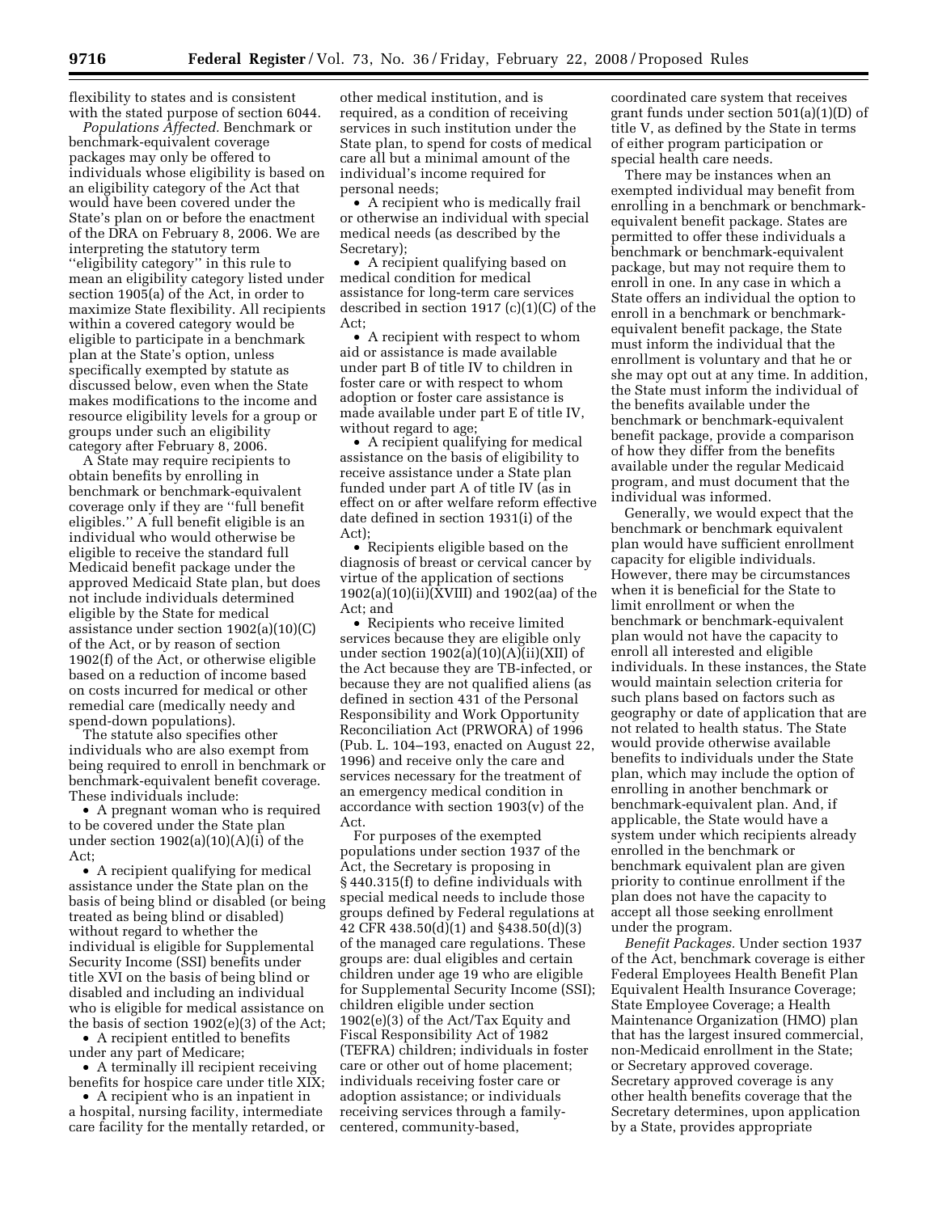flexibility to states and is consistent with the stated purpose of section 6044.

*Populations Affected.* Benchmark or benchmark-equivalent coverage packages may only be offered to individuals whose eligibility is based on an eligibility category of the Act that would have been covered under the State's plan on or before the enactment of the DRA on February 8, 2006. We are interpreting the statutory term "eligibility category" in this rule to mean an eligibility category listed under section 1905(a) of the Act, in order to maximize State flexibility. All recipients within a covered category would be eligible to participate in a benchmark plan at the State's option, unless specifically exempted by statute as discussed below, even when the State makes modifications to the income and resource eligibility levels for a group or groups under such an eligibility category after February 8, 2006.

A State may require recipients to obtain benefits by enrolling in benchmark or benchmark-equivalent coverage only if they are "full benefit eligibles." A full benefit eligible is an individual who would otherwise be eligible to receive the standard full Medicaid benefit package under the approved Medicaid State plan, but does not include individuals determined eligible by the State for medical assistance under section 1902(a)(10)(C) of the Act, or by reason of section 1902(f) of the Act, or otherwise eligible based on a reduction of income based on costs incurred for medical or other remedial care (medically needy and spend-down populations).

The statute also specifies other individuals who are also exempt from being required to enroll in benchmark or benchmark-equivalent benefit coverage. These individuals include:

- A pregnant woman who is required to be covered under the State plan under section 1902(a)(10)(A)(i) of the Act;
- A recipient qualifying for medical assistance under the State plan on the basis of being blind or disabled (or being treated as being blind or disabled) without regard to whether the individual is eligible for Supplemental Security Income (SSI) benefits under title XVI on the basis of being blind or disabled and including an individual who is eligible for medical assistance on the basis of section 1902(e)(3) of the Act;
- A recipient entitled to benefits under any part of Medicare;
- A terminally ill recipient receiving benefits for hospice care under title XIX;
- A recipient who is an inpatient in a hospital, nursing facility, intermediate care facility for the mentally retarded, or other medical institution, and is required, as a condition of receiving services in such institution under the State plan, to spend for costs of medical care all but a minimal amount of the individual's income required for personal needs;
- A recipient who is medically frail or otherwise an individual with special medical needs (as described by the Secretary);
- A recipient qualifying based on medical condition for medical assistance for long-term care services described in section 1917 (c)(1)(C) of the Act;
- A recipient with respect to whom aid or assistance is made available under part B of title IV to children in foster care or with respect to whom adoption or foster care assistance is made available under part E of title IV, without regard to age;
- A recipient qualifying for medical assistance on the basis of eligibility to receive assistance under a State plan funded under part A of title IV (as in effect on or after welfare reform effective date defined in section 1931(i) of the Act);
- Recipients eligible based on the diagnosis of breast or cervical cancer by virtue of the application of sections 1902(a)(10)(ii)(XVIII) and 1902(aa) of the Act; and
- Recipients who receive limited services because they are eligible only under section 1902(a)(10)(A)(ii)(XII) of the Act because they are TB-infected, or because they are not qualified aliens (as defined in section 431 of the Personal Responsibility and Work Opportunity Reconciliation Act (PRWORA) of 1996 (Pub. L. 104–193, enacted on August 22, 1996) and receive only the care and services necessary for the treatment of an emergency medical condition in accordance with section 1903(v) of the Act.

For purposes of the exempted populations under section 1937 of the Act, the Secretary is proposing in § 440.315(f) to define individuals with special medical needs to include those groups defined by Federal regulations at 42 CFR 438.50(d)(1) and §438.50(d)(3) of the managed care regulations. These groups are: dual eligibles and certain children under age 19 who are eligible for Supplemental Security Income (SSI); children eligible under section 1902(e)(3) of the Act/Tax Equity and Fiscal Responsibility Act of 1982 (TEFRA) children; individuals in foster care or other out of home placement; individuals receiving foster care or adoption assistance; or individuals receiving services through a family-centered, community-based, coordinated care system that receives grant funds under section 501(a)(1)(D) of title V, as defined by the State in terms of either program participation or special health care needs.

There may be instances when an exempted individual may benefit from enrolling in a benchmark or benchmark-equivalent benefit package. States are permitted to offer these individuals a benchmark or benchmark-equivalent package, but may not require them to enroll in one. In any case in which a State offers an individual the option to enroll in a benchmark or benchmark-equivalent benefit package, the State must inform the individual that the enrollment is voluntary and that he or she may opt out at any time. In addition, the State must inform the individual of the benefits available under the benchmark or benchmark-equivalent benefit package, provide a comparison of how they differ from the benefits available under the regular Medicaid program, and must document that the individual was informed.

Generally, we would expect that the benchmark or benchmark equivalent plan would have sufficient enrollment capacity for eligible individuals. However, there may be circumstances when it is beneficial for the State to limit enrollment or when the benchmark or benchmark-equivalent plan would not have the capacity to enroll all interested and eligible individuals. In these instances, the State would maintain selection criteria for such plans based on factors such as geography or date of application that are not related to health status. The State would provide otherwise available benefits to individuals under the State plan, which may include the option of enrolling in another benchmark or benchmark-equivalent plan. And, if applicable, the State would have a system under which recipients already enrolled in the benchmark or benchmark equivalent plan are given priority to continue enrollment if the plan does not have the capacity to accept all those seeking enrollment under the program.

*Benefit Packages.* Under section 1937 of the Act, benchmark coverage is either Federal Employees Health Benefit Plan Equivalent Health Insurance Coverage; State Employee Coverage; a Health Maintenance Organization (HMO) plan that has the largest insured commercial, non-Medicaid enrollment in the State; or Secretary approved coverage. Secretary approved coverage is any other health benefits coverage that the Secretary determines, upon application by a State, provides appropriate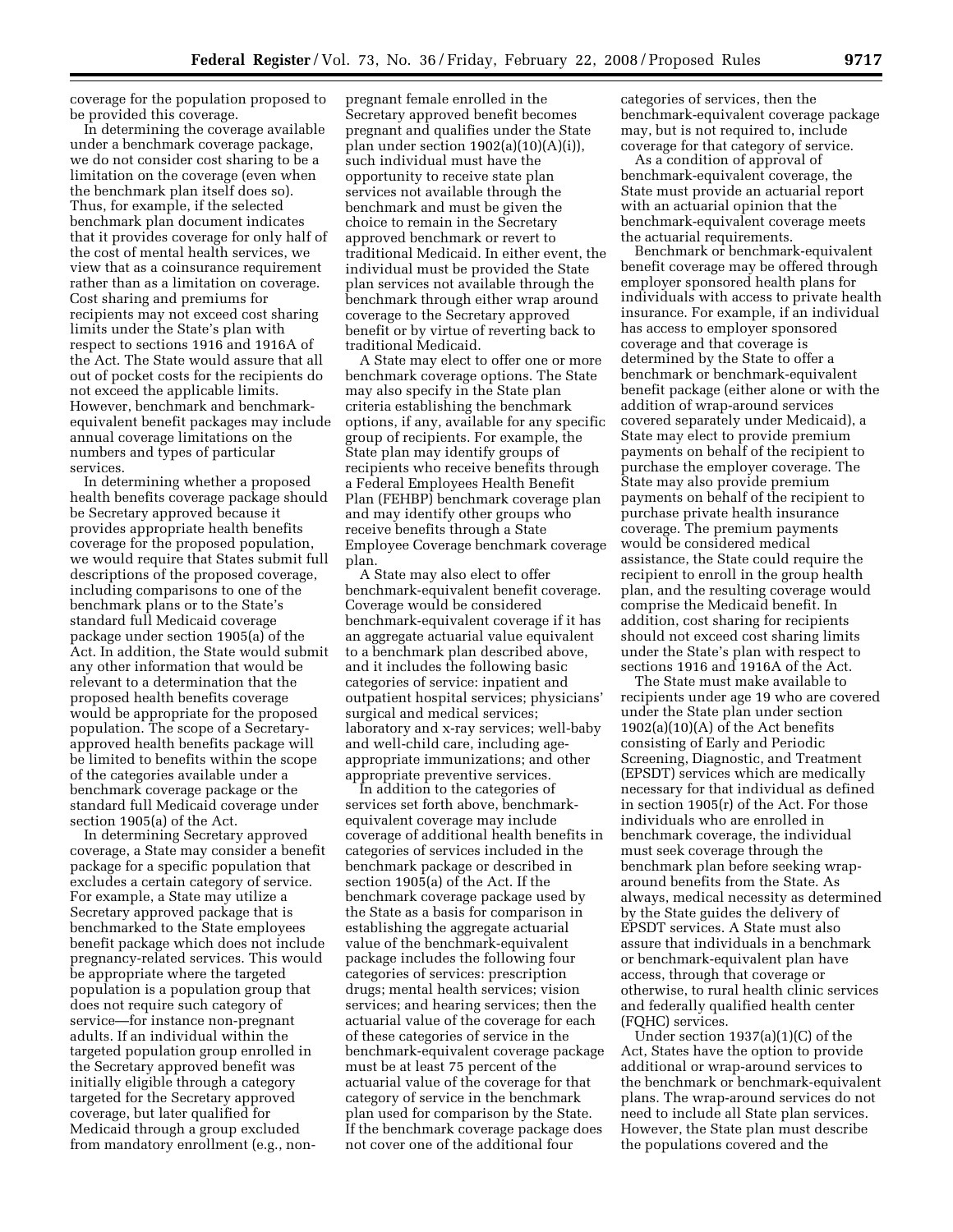coverage for the population proposed to be provided this coverage.

In determining the coverage available under a benchmark coverage package, we do not consider cost sharing to be a limitation on the coverage (even when the benchmark plan itself does so). Thus, for example, if the selected benchmark plan document indicates that it provides coverage for only half of the cost of mental health services, we view that as a coinsurance requirement rather than as a limitation on coverage. Cost sharing and premiums for recipients may not exceed cost sharing limits under the State's plan with respect to sections 1916 and 1916A of the Act. The State would assure that all out of pocket costs for the recipients do not exceed the applicable limits. However, benchmark and benchmark-equivalent benefit packages may include annual coverage limitations on the numbers and types of particular services.

In determining whether a proposed health benefits coverage package should be Secretary approved because it provides appropriate health benefits coverage for the proposed population, we would require that States submit full descriptions of the proposed coverage, including comparisons to one of the benchmark plans or to the State's standard full Medicaid coverage package under section 1905(a) of the Act. In addition, the State would submit any other information that would be relevant to a determination that the proposed health benefits coverage would be appropriate for the proposed population. The scope of a Secretary-approved health benefits package will be limited to benefits within the scope of the categories available under a benchmark coverage package or the standard full Medicaid coverage under section 1905(a) of the Act.

In determining Secretary approved coverage, a State may consider a benefit package for a specific population that excludes a certain category of service. For example, a State may utilize a Secretary approved package that is benchmarked to the State employees benefit package which does not include pregnancy-related services. This would be appropriate where the targeted population is a population group that does not require such category of service—for instance non-pregnant adults. If an individual within the targeted population group enrolled in the Secretary approved benefit was initially eligible through a category targeted for the Secretary approved coverage, but later qualified for Medicaid through a group excluded from mandatory enrollment (e.g., non-pregnant female enrolled in the Secretary approved benefit becomes pregnant and qualifies under the State plan under section 1902(a)(10)(A)(i)), such individual must have the opportunity to receive state plan services not available through the benchmark and must be given the choice to remain in the Secretary approved benchmark or revert to traditional Medicaid. In either event, the individual must be provided the State plan services not available through the benchmark through either wrap around coverage to the Secretary approved benefit or by virtue of reverting back to traditional Medicaid.

A State may elect to offer one or more benchmark coverage options. The State may also specify in the State plan criteria establishing the benchmark options, if any, available for any specific group of recipients. For example, the State plan may identify groups of recipients who receive benefits through a Federal Employees Health Benefit Plan (FEHBP) benchmark coverage plan and may identify other groups who receive benefits through a State Employee Coverage benchmark coverage plan.

A State may also elect to offer benchmark-equivalent benefit coverage. Coverage would be considered benchmark-equivalent coverage if it has an aggregate actuarial value equivalent to a benchmark plan described above, and it includes the following basic categories of service: inpatient and outpatient hospital services; physicians' surgical and medical services; laboratory and x-ray services; well-baby and well-child care, including age-appropriate immunizations; and other appropriate preventive services.

In addition to the categories of services set forth above, benchmark-equivalent coverage may include coverage of additional health benefits in categories of services included in the benchmark package or described in section 1905(a) of the Act. If the benchmark coverage package used by the State as a basis for comparison in establishing the aggregate actuarial value of the benchmark-equivalent package includes the following four categories of services: prescription drugs; mental health services; vision services; and hearing services; then the actuarial value of the coverage for each of these categories of service in the benchmark-equivalent coverage package must be at least 75 percent of the actuarial value of the coverage for that category of service in the benchmark plan used for comparison by the State. If the benchmark coverage package does not cover one of the additional four categories of services, then the benchmark-equivalent coverage package may, but is not required to, include coverage for that category of service.

As a condition of approval of benchmark-equivalent coverage, the State must provide an actuarial report with an actuarial opinion that the benchmark-equivalent coverage meets the actuarial requirements.

Benchmark or benchmark-equivalent benefit coverage may be offered through employer sponsored health plans for individuals with access to private health insurance. For example, if an individual has access to employer sponsored coverage and that coverage is determined by the State to offer a benchmark or benchmark-equivalent benefit package (either alone or with the addition of wrap-around services covered separately under Medicaid), a State may elect to provide premium payments on behalf of the recipient to purchase the employer coverage. The State may also provide premium payments on behalf of the recipient to purchase private health insurance coverage. The premium payments would be considered medical assistance, the State could require the recipient to enroll in the group health plan, and the resulting coverage would comprise the Medicaid benefit. In addition, cost sharing for recipients should not exceed cost sharing limits under the State's plan with respect to sections 1916 and 1916A of the Act.

The State must make available to recipients under age 19 who are covered under the State plan under section 1902(a)(10)(A) of the Act benefits consisting of Early and Periodic Screening, Diagnostic, and Treatment (EPSDT) services which are medically necessary for that individual as defined in section 1905(r) of the Act. For those individuals who are enrolled in benchmark coverage, the individual must seek coverage through the benchmark plan before seeking wrap-around benefits from the State. As always, medical necessity as determined by the State guides the delivery of EPSDT services. A State must also assure that individuals in a benchmark or benchmark-equivalent plan have access, through that coverage or otherwise, to rural health clinic services and federally qualified health center (FQHC) services.

Under section 1937(a)(1)(C) of the Act, States have the option to provide additional or wrap-around services to the benchmark or benchmark-equivalent plans. The wrap-around services do not need to include all State plan services. However, the State plan must describe the populations covered and the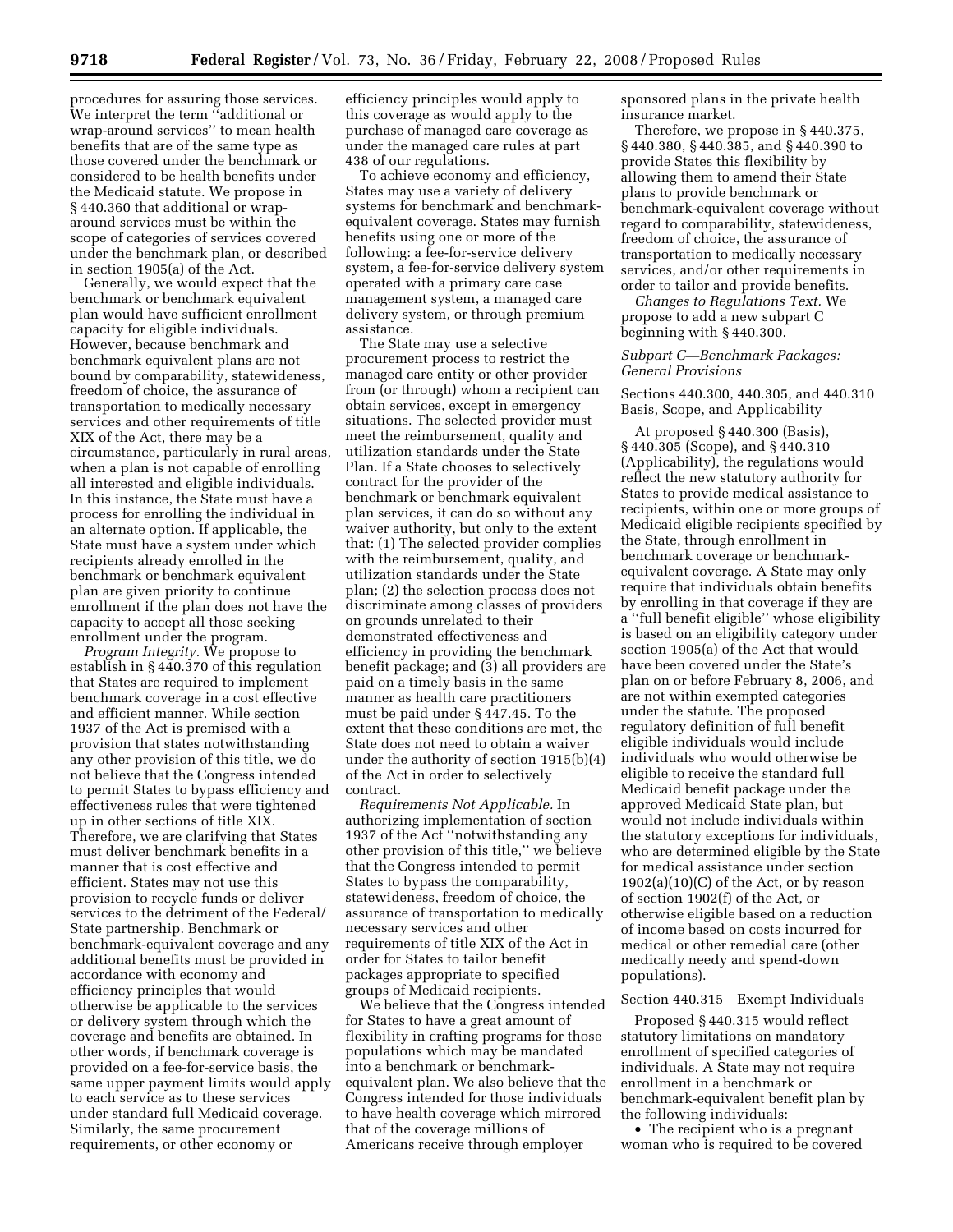procedures for assuring those services. We interpret the term ''additional or wrap-around services'' to mean health benefits that are of the same type as those covered under the benchmark or considered to be health benefits under the Medicaid statute. We propose in § 440.360 that additional or wrap-around services must be within the scope of categories of services covered under the benchmark plan, or described in section 1905(a) of the Act.

Generally, we would expect that the benchmark or benchmark equivalent plan would have sufficient enrollment capacity for eligible individuals. However, because benchmark and benchmark equivalent plans are not bound by comparability, statewideness, freedom of choice, the assurance of transportation to medically necessary services and other requirements of title XIX of the Act, there may be a circumstance, particularly in rural areas, when a plan is not capable of enrolling all interested and eligible individuals. In this instance, the State must have a process for enrolling the individual in an alternate option. If applicable, the State must have a system under which recipients already enrolled in the benchmark or benchmark equivalent plan are given priority to continue enrollment if the plan does not have the capacity to accept all those seeking enrollment under the program.

*Program Integrity.* We propose to establish in § 440.370 of this regulation that States are required to implement benchmark coverage in a cost effective and efficient manner. While section 1937 of the Act is premised with a provision that states notwithstanding any other provision of this title, we do not believe that the Congress intended to permit States to bypass efficiency and effectiveness rules that were tightened up in other sections of title XIX. Therefore, we are clarifying that States must deliver benchmark benefits in a manner that is cost effective and efficient. States may not use this provision to recycle funds or deliver services to the detriment of the Federal/State partnership. Benchmark or benchmark-equivalent coverage and any additional benefits must be provided in accordance with economy and efficiency principles that would otherwise be applicable to the services or delivery system through which the coverage and benefits are obtained. In other words, if benchmark coverage is provided on a fee-for-service basis, the same upper payment limits would apply to each service as to these services under standard full Medicaid coverage. Similarly, the same procurement requirements, or other economy or efficiency principles would apply to this coverage as would apply to the purchase of managed care coverage as under the managed care rules at part 438 of our regulations.

To achieve economy and efficiency, States may use a variety of delivery systems for benchmark and benchmark-equivalent coverage. States may furnish benefits using one or more of the following: a fee-for-service delivery system, a fee-for-service delivery system operated with a primary care case management system, a managed care delivery system, or through premium assistance.

The State may use a selective procurement process to restrict the managed care entity or other provider from (or through) whom a recipient can obtain services, except in emergency situations. The selected provider must meet the reimbursement, quality and utilization standards under the State Plan. If a State chooses to selectively contract for the provider of the benchmark or benchmark equivalent plan services, it can do so without any waiver authority, but only to the extent that: (1) The selected provider complies with the reimbursement, quality, and utilization standards under the State plan; (2) the selection process does not discriminate among classes of providers on grounds unrelated to their demonstrated effectiveness and efficiency in providing the benchmark benefit package; and (3) all providers are paid on a timely basis in the same manner as health care practitioners must be paid under § 447.45. To the extent that these conditions are met, the State does not need to obtain a waiver under the authority of section 1915(b)(4) of the Act in order to selectively contract.

*Requirements Not Applicable.* In authorizing implementation of section 1937 of the Act ''notwithstanding any other provision of this title,'' we believe that the Congress intended to permit States to bypass the comparability, statewideness, freedom of choice, the assurance of transportation to medically necessary services and other requirements of title XIX of the Act in order for States to tailor benefit packages appropriate to specified groups of Medicaid recipients.

We believe that the Congress intended for States to have a great amount of flexibility in crafting programs for those populations which may be mandated into a benchmark or benchmark-equivalent plan. We also believe that the Congress intended for those individuals to have health coverage which mirrored that of the coverage millions of Americans receive through employer sponsored plans in the private health insurance market.

Therefore, we propose in § 440.375, § 440.380, § 440.385, and § 440.390 to provide States this flexibility by allowing them to amend their State plans to provide benchmark or benchmark-equivalent coverage without regard to comparability, statewideness, freedom of choice, the assurance of transportation to medically necessary services, and/or other requirements in order to tailor and provide benefits.

*Changes to Regulations Text.* We propose to add a new subpart C beginning with § 440.300.

*Subpart C—Benchmark Packages: General Provisions*

Sections 440.300, 440.305, and 440.310 Basis, Scope, and Applicability

At proposed § 440.300 (Basis), § 440.305 (Scope), and § 440.310 (Applicability), the regulations would reflect the new statutory authority for States to provide medical assistance to recipients, within one or more groups of Medicaid eligible recipients specified by the State, through enrollment in benchmark coverage or benchmark-equivalent coverage. A State may only require that individuals obtain benefits by enrolling in that coverage if they are a ''full benefit eligible'' whose eligibility is based on an eligibility category under section 1905(a) of the Act that would have been covered under the State's plan on or before February 8, 2006, and are not within exempted categories under the statute. The proposed regulatory definition of full benefit eligible individuals would include individuals who would otherwise be eligible to receive the standard full Medicaid benefit package under the approved Medicaid State plan, but would not include individuals within the statutory exceptions for individuals, who are determined eligible by the State for medical assistance under section 1902(a)(10)(C) of the Act, or by reason of section 1902(f) of the Act, or otherwise eligible based on a reduction of income based on costs incurred for medical or other remedial care (other medically needy and spend-down populations).

Section 440.315 Exempt Individuals

Proposed § 440.315 would reflect statutory limitations on mandatory enrollment of specified categories of individuals. A State may not require enrollment in a benchmark or benchmark-equivalent benefit plan by the following individuals:

- The recipient who is a pregnant woman who is required to be covered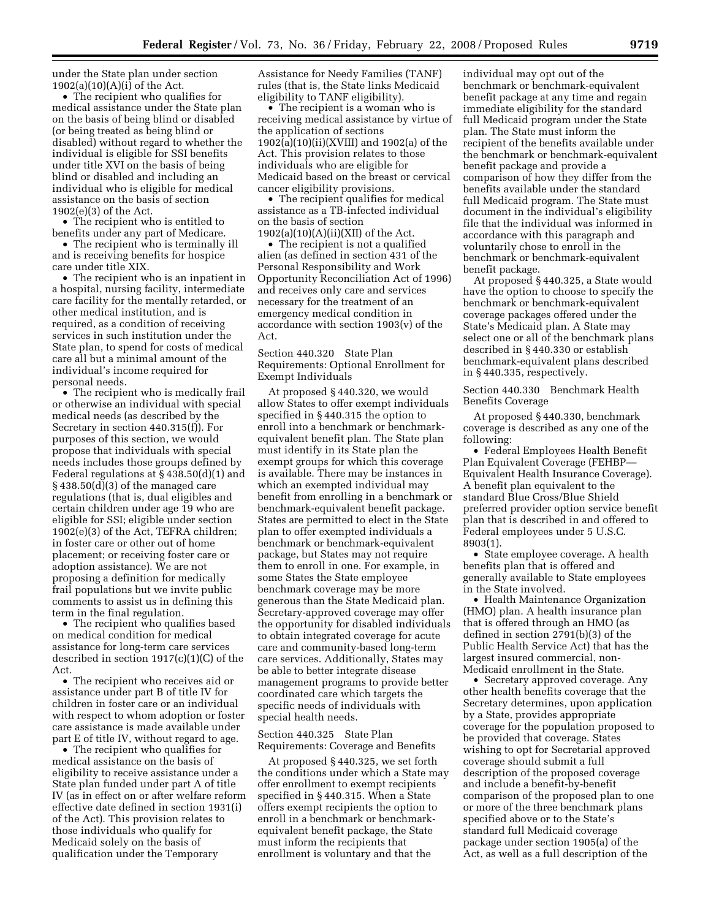under the State plan under section 1902(a)(10)(A)(i) of the Act.

- The recipient who qualifies for medical assistance under the State plan on the basis of being blind or disabled (or being treated as being blind or disabled) without regard to whether the individual is eligible for SSI benefits under title XVI on the basis of being blind or disabled and including an individual who is eligible for medical assistance on the basis of section 1902(e)(3) of the Act.
- The recipient who is entitled to benefits under any part of Medicare.
- The recipient who is terminally ill and is receiving benefits for hospice care under title XIX.
- The recipient who is an inpatient in a hospital, nursing facility, intermediate care facility for the mentally retarded, or other medical institution, and is required, as a condition of receiving services in such institution under the State plan, to spend for costs of medical care all but a minimal amount of the individual's income required for personal needs.
- The recipient who is medically frail or otherwise an individual with special medical needs (as described by the Secretary in section 440.315(f)). For purposes of this section, we would propose that individuals with special needs includes those groups defined by Federal regulations at § 438.50(d)(1) and § 438.50(d)(3) of the managed care regulations (that is, dual eligibles and certain children under age 19 who are eligible for SSI; eligible under section 1902(e)(3) of the Act, TEFRA children; in foster care or other out of home placement; or receiving foster care or adoption assistance). We are not proposing a definition for medically frail populations but we invite public comments to assist us in defining this term in the final regulation.
- The recipient who qualifies based on medical condition for medical assistance for long-term care services described in section 1917(c)(1)(C) of the Act.
- The recipient who receives aid or assistance under part B of title IV for children in foster care or an individual with respect to whom adoption or foster care assistance is made available under part E of title IV, without regard to age.
- The recipient who qualifies for medical assistance on the basis of eligibility to receive assistance under a State plan funded under part A of title IV (as in effect on or after welfare reform effective date defined in section 1931(i) of the Act). This provision relates to those individuals who qualify for Medicaid solely on the basis of qualification under the Temporary Assistance for Needy Families (TANF) rules (that is, the State links Medicaid eligibility to TANF eligibility).
- The recipient is a woman who is receiving medical assistance by virtue of the application of sections 1902(a)(10)(ii)(XVIII) and 1902(a) of the Act. This provision relates to those individuals who are eligible for Medicaid based on the breast or cervical cancer eligibility provisions.
- The recipient qualifies for medical assistance as a TB-infected individual on the basis of section 1902(a)(10)(A)(ii)(XII) of the Act.
- The recipient is not a qualified alien (as defined in section 431 of the Personal Responsibility and Work Opportunity Reconciliation Act of 1996) and receives only care and services necessary for the treatment of an emergency medical condition in accordance with section 1903(v) of the Act.

Section 440.320 State Plan Requirements: Optional Enrollment for Exempt Individuals

At proposed § 440.320, we would allow States to offer exempt individuals specified in § 440.315 the option to enroll into a benchmark or benchmark-equivalent benefit plan. The State plan must identify in its State plan the exempt groups for which this coverage is available. There may be instances in which an exempted individual may benefit from enrolling in a benchmark or benchmark-equivalent benefit package. States are permitted to elect in the State plan to offer exempted individuals a benchmark or benchmark-equivalent package, but States may not require them to enroll in one. For example, in some States the State employee benchmark coverage may be more generous than the State Medicaid plan. Secretary-approved coverage may offer the opportunity for disabled individuals to obtain integrated coverage for acute care and community-based long-term care services. Additionally, States may be able to better integrate disease management programs to provide better coordinated care which targets the specific needs of individuals with special health needs.

Section 440.325 State Plan Requirements: Coverage and Benefits

At proposed § 440.325, we set forth the conditions under which a State may offer enrollment to exempt recipients specified in § 440.315. When a State offers exempt recipients the option to enroll in a benchmark or benchmark-equivalent benefit package, the State must inform the recipients that enrollment is voluntary and that the individual may opt out of the benchmark or benchmark-equivalent benefit package at any time and regain immediate eligibility for the standard full Medicaid program under the State plan. The State must inform the recipient of the benefits available under the benchmark or benchmark-equivalent benefit package and provide a comparison of how they differ from the benefits available under the standard full Medicaid program. The State must document in the individual's eligibility file that the individual was informed in accordance with this paragraph and voluntarily chose to enroll in the benchmark or benchmark-equivalent benefit package.

At proposed § 440.325, a State would have the option to choose to specify the benchmark or benchmark-equivalent coverage packages offered under the State's Medicaid plan. A State may select one or all of the benchmark plans described in § 440.330 or establish benchmark-equivalent plans described in § 440.335, respectively.

Section 440.330 Benchmark Health Benefits Coverage

At proposed § 440.330, benchmark coverage is described as any one of the following:

- Federal Employees Health Benefit Plan Equivalent Coverage (FEHBP—Equivalent Health Insurance Coverage). A benefit plan equivalent to the standard Blue Cross/Blue Shield preferred provider option service benefit plan that is described in and offered to Federal employees under 5 U.S.C. 8903(1).
- State employee coverage. A health benefits plan that is offered and generally available to State employees in the State involved.
- Health Maintenance Organization (HMO) plan. A health insurance plan that is offered through an HMO (as defined in section 2791(b)(3) of the Public Health Service Act) that has the largest insured commercial, non-Medicaid enrollment in the State.
- Secretary approved coverage. Any other health benefits coverage that the Secretary determines, upon application by a State, provides appropriate coverage for the population proposed to be provided that coverage. States wishing to opt for Secretarial approved coverage should submit a full description of the proposed coverage and include a benefit-by-benefit comparison of the proposed plan to one or more of the three benchmark plans specified above or to the State's standard full Medicaid coverage package under section 1905(a) of the Act, as well as a full description of the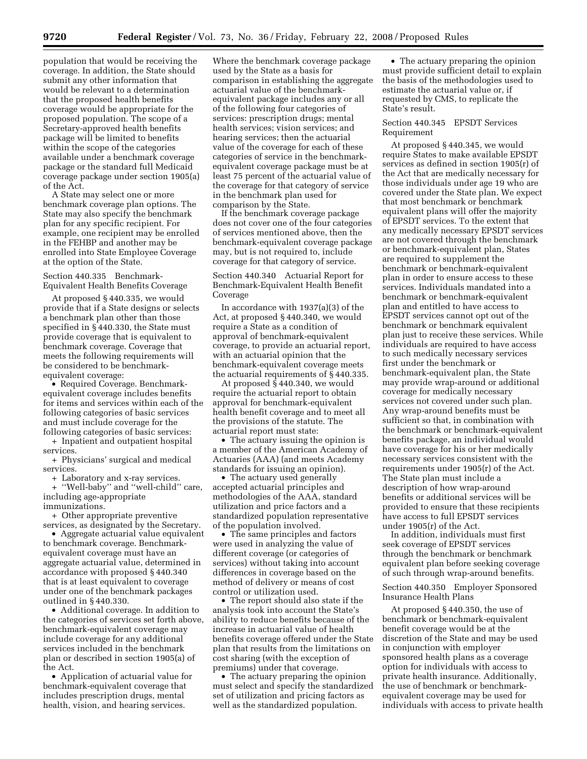population that would be receiving the coverage. In addition, the State should submit any other information that would be relevant to a determination that the proposed health benefits coverage would be appropriate for the proposed population. The scope of a Secretary-approved health benefits package will be limited to benefits within the scope of the categories available under a benchmark coverage package or the standard full Medicaid coverage package under section 1905(a) of the Act.

A State may select one or more benchmark coverage plan options. The State may also specify the benchmark plan for any specific recipient. For example, one recipient may be enrolled in the FEHBP and another may be enrolled into State Employee Coverage at the option of the State.

Section 440.335 Benchmark-Equivalent Health Benefits Coverage

At proposed § 440.335, we would provide that if a State designs or selects a benchmark plan other than those specified in § 440.330, the State must provide coverage that is equivalent to benchmark coverage. Coverage that meets the following requirements will be considered to be benchmark-equivalent coverage:

- Required Coverage. Benchmark-equivalent coverage includes benefits for items and services within each of the following categories of basic services and must include coverage for the following categories of basic services:
  + Inpatient and outpatient hospital services.
  + Physicians' surgical and medical services.
  + Laboratory and x-ray services.
  + "Well-baby" and "well-child" care, including age-appropriate immunizations.
  + Other appropriate preventive services, as designated by the Secretary.
- Aggregate actuarial value equivalent to benchmark coverage. Benchmark-equivalent coverage must have an aggregate actuarial value, determined in accordance with proposed § 440.340 that is at least equivalent to coverage under one of the benchmark packages outlined in § 440.330.
- Additional coverage. In addition to the categories of services set forth above, benchmark-equivalent coverage may include coverage for any additional services included in the benchmark plan or described in section 1905(a) of the Act.
- Application of actuarial value for benchmark-equivalent coverage that includes prescription drugs, mental health, vision, and hearing services.

Where the benchmark coverage package used by the State as a basis for comparison in establishing the aggregate actuarial value of the benchmark-equivalent package includes any or all of the following four categories of services: prescription drugs; mental health services; vision services; and hearing services; then the actuarial value of the coverage for each of these categories of service in the benchmark-equivalent coverage package must be at least 75 percent of the actuarial value of the coverage for that category of service in the benchmark plan used for comparison by the State.

If the benchmark coverage package does not cover one of the four categories of services mentioned above, then the benchmark-equivalent coverage package may, but is not required to, include coverage for that category of service.

Section 440.340 Actuarial Report for Benchmark-Equivalent Health Benefit Coverage

In accordance with 1937(a)(3) of the Act, at proposed § 440.340, we would require a State as a condition of approval of benchmark-equivalent coverage, to provide an actuarial report, with an actuarial opinion that the benchmark-equivalent coverage meets the actuarial requirements of § 440.335.

At proposed § 440.340, we would require the actuarial report to obtain approval for benchmark-equivalent health benefit coverage and to meet all the provisions of the statute. The actuarial report must state:

- The actuary issuing the opinion is a member of the American Academy of Actuaries (AAA) (and meets Academy standards for issuing an opinion).
- The actuary used generally accepted actuarial principles and methodologies of the AAA, standard utilization and price factors and a standardized population representative of the population involved.
- The same principles and factors were used in analyzing the value of different coverage (or categories of services) without taking into account differences in coverage based on the method of delivery or means of cost control or utilization used.
- The report should also state if the analysis took into account the State's ability to reduce benefits because of the increase in actuarial value of health benefits coverage offered under the State plan that results from the limitations on cost sharing (with the exception of premiums) under that coverage.
- The actuary preparing the opinion must select and specify the standardized set of utilization and pricing factors as well as the standardized population.
- The actuary preparing the opinion must provide sufficient detail to explain the basis of the methodologies used to estimate the actuarial value or, if requested by CMS, to replicate the State's result.

Section 440.345 EPSDT Services Requirement

At proposed § 440.345, we would require States to make available EPSDT services as defined in section 1905(r) of the Act that are medically necessary for those individuals under age 19 who are covered under the State plan. We expect that most benchmark or benchmark equivalent plans will offer the majority of EPSDT services. To the extent that any medically necessary EPSDT services are not covered through the benchmark or benchmark-equivalent plan, States are required to supplement the benchmark or benchmark-equivalent plan in order to ensure access to these services. Individuals mandated into a benchmark or benchmark-equivalent plan and entitled to have access to EPSDT services cannot opt out of the benchmark or benchmark equivalent plan just to receive these services. While individuals are required to have access to such medically necessary services first under the benchmark or benchmark-equivalent plan, the State may provide wrap-around or additional coverage for medically necessary services not covered under such plan. Any wrap-around benefits must be sufficient so that, in combination with the benchmark or benchmark-equivalent benefits package, an individual would have coverage for his or her medically necessary services consistent with the requirements under 1905(r) of the Act. The State plan must include a description of how wrap-around benefits or additional services will be provided to ensure that these recipients have access to full EPSDT services under 1905(r) of the Act.

In addition, individuals must first seek coverage of EPSDT services through the benchmark or benchmark equivalent plan before seeking coverage of such through wrap-around benefits.

Section 440.350 Employer Sponsored Insurance Health Plans

At proposed § 440.350, the use of benchmark or benchmark-equivalent benefit coverage would be at the discretion of the State and may be used in conjunction with employer sponsored health plans as a coverage option for individuals with access to private health insurance. Additionally, the use of benchmark or benchmark-equivalent coverage may be used for individuals with access to private health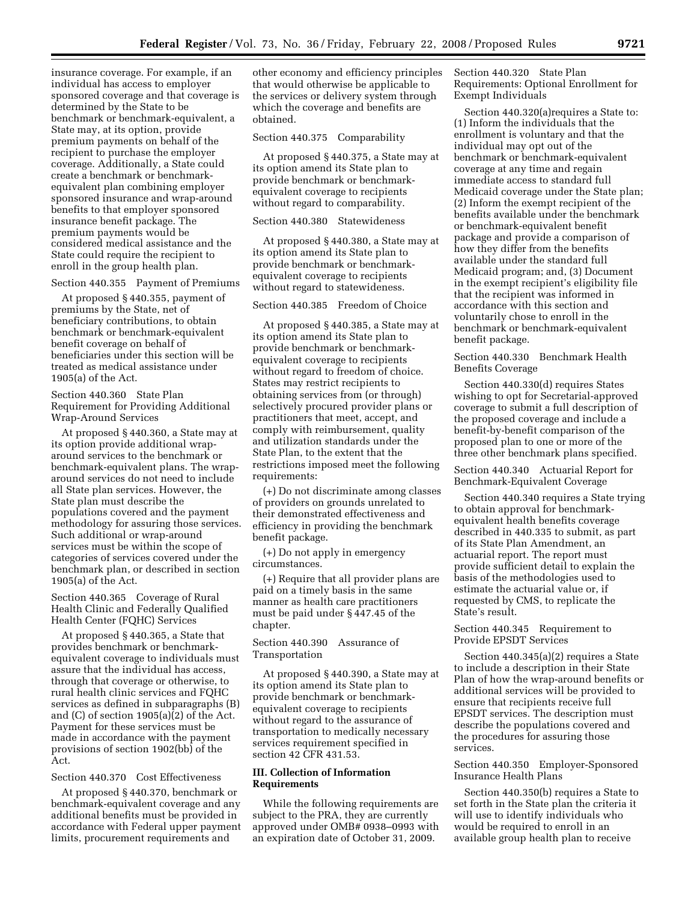insurance coverage. For example, if an individual has access to employer sponsored coverage and that coverage is determined by the State to be benchmark or benchmark-equivalent, a State may, at its option, provide premium payments on behalf of the recipient to purchase the employer coverage. Additionally, a State could create a benchmark or benchmark-equivalent plan combining employer sponsored insurance and wrap-around benefits to that employer sponsored insurance benefit package. The premium payments would be considered medical assistance and the State could require the recipient to enroll in the group health plan.

Section 440.355 Payment of Premiums

At proposed § 440.355, payment of premiums by the State, net of beneficiary contributions, to obtain benchmark or benchmark-equivalent benefit coverage on behalf of beneficiaries under this section will be treated as medical assistance under 1905(a) of the Act.

Section 440.360 State Plan Requirement for Providing Additional Wrap-Around Services

At proposed § 440.360, a State may at its option provide additional wrap-around services to the benchmark or benchmark-equivalent plans. The wrap-around services do not need to include all State plan services. However, the State plan must describe the populations covered and the payment methodology for assuring those services. Such additional or wrap-around services must be within the scope of categories of services covered under the benchmark plan, or described in section 1905(a) of the Act.

Section 440.365 Coverage of Rural Health Clinic and Federally Qualified Health Center (FQHC) Services

At proposed § 440.365, a State that provides benchmark or benchmark-equivalent coverage to individuals must assure that the individual has access, through that coverage or otherwise, to rural health clinic services and FQHC services as defined in subparagraphs (B) and (C) of section 1905(a)(2) of the Act. Payment for these services must be made in accordance with the payment provisions of section 1902(bb) of the Act.

Section 440.370 Cost Effectiveness

At proposed § 440.370, benchmark or benchmark-equivalent coverage and any additional benefits must be provided in accordance with Federal upper payment limits, procurement requirements and other economy and efficiency principles that would otherwise be applicable to the services or delivery system through which the coverage and benefits are obtained.

Section 440.375 Comparability

At proposed § 440.375, a State may at its option amend its State plan to provide benchmark or benchmark-equivalent coverage to recipients without regard to comparability.

Section 440.380 Statewideness

At proposed § 440.380, a State may at its option amend its State plan to provide benchmark or benchmark-equivalent coverage to recipients without regard to statewideness.

Section 440.385 Freedom of Choice

At proposed § 440.385, a State may at its option amend its State plan to provide benchmark or benchmark-equivalent coverage to recipients without regard to freedom of choice. States may restrict recipients to obtaining services from (or through) selectively procured provider plans or practitioners that meet, accept, and comply with reimbursement, quality and utilization standards under the State Plan, to the extent that the restrictions imposed meet the following requirements:

(+) Do not discriminate among classes of providers on grounds unrelated to their demonstrated effectiveness and efficiency in providing the benchmark benefit package.

(+) Do not apply in emergency circumstances.

(+) Require that all provider plans are paid on a timely basis in the same manner as health care practitioners must be paid under § 447.45 of the chapter.

Section 440.390 Assurance of Transportation

At proposed § 440.390, a State may at its option amend its State plan to provide benchmark or benchmark-equivalent coverage to recipients without regard to the assurance of transportation to medically necessary services requirement specified in section 42 CFR 431.53.

## III. Collection of Information Requirements

While the following requirements are subject to the PRA, they are currently approved under OMB# 0938–0993 with an expiration date of October 31, 2009.

Section 440.320 State Plan Requirements: Optional Enrollment for Exempt Individuals

Section 440.320(a)requires a State to: (1) Inform the individuals that the enrollment is voluntary and that the individual may opt out of the benchmark or benchmark-equivalent coverage at any time and regain immediate access to standard full Medicaid coverage under the State plan; (2) Inform the exempt recipient of the benefits available under the benchmark or benchmark-equivalent benefit package and provide a comparison of how they differ from the benefits available under the standard full Medicaid program; and, (3) Document in the exempt recipient's eligibility file that the recipient was informed in accordance with this section and voluntarily chose to enroll in the benchmark or benchmark-equivalent benefit package.

Section 440.330 Benchmark Health Benefits Coverage

Section 440.330(d) requires States wishing to opt for Secretarial-approved coverage to submit a full description of the proposed coverage and include a benefit-by-benefit comparison of the proposed plan to one or more of the three other benchmark plans specified.

Section 440.340 Actuarial Report for Benchmark-Equivalent Coverage

Section 440.340 requires a State trying to obtain approval for benchmark-equivalent health benefits coverage described in 440.335 to submit, as part of its State Plan Amendment, an actuarial report. The report must provide sufficient detail to explain the basis of the methodologies used to estimate the actuarial value or, if requested by CMS, to replicate the State's result.

Section 440.345 Requirement to Provide EPSDT Services

Section 440.345(a)(2) requires a State to include a description in their State Plan of how the wrap-around benefits or additional services will be provided to ensure that recipients receive full EPSDT services. The description must describe the populations covered and the procedures for assuring those services.

Section 440.350 Employer-Sponsored Insurance Health Plans

Section 440.350(b) requires a State to set forth in the State plan the criteria it will use to identify individuals who would be required to enroll in an available group health plan to receive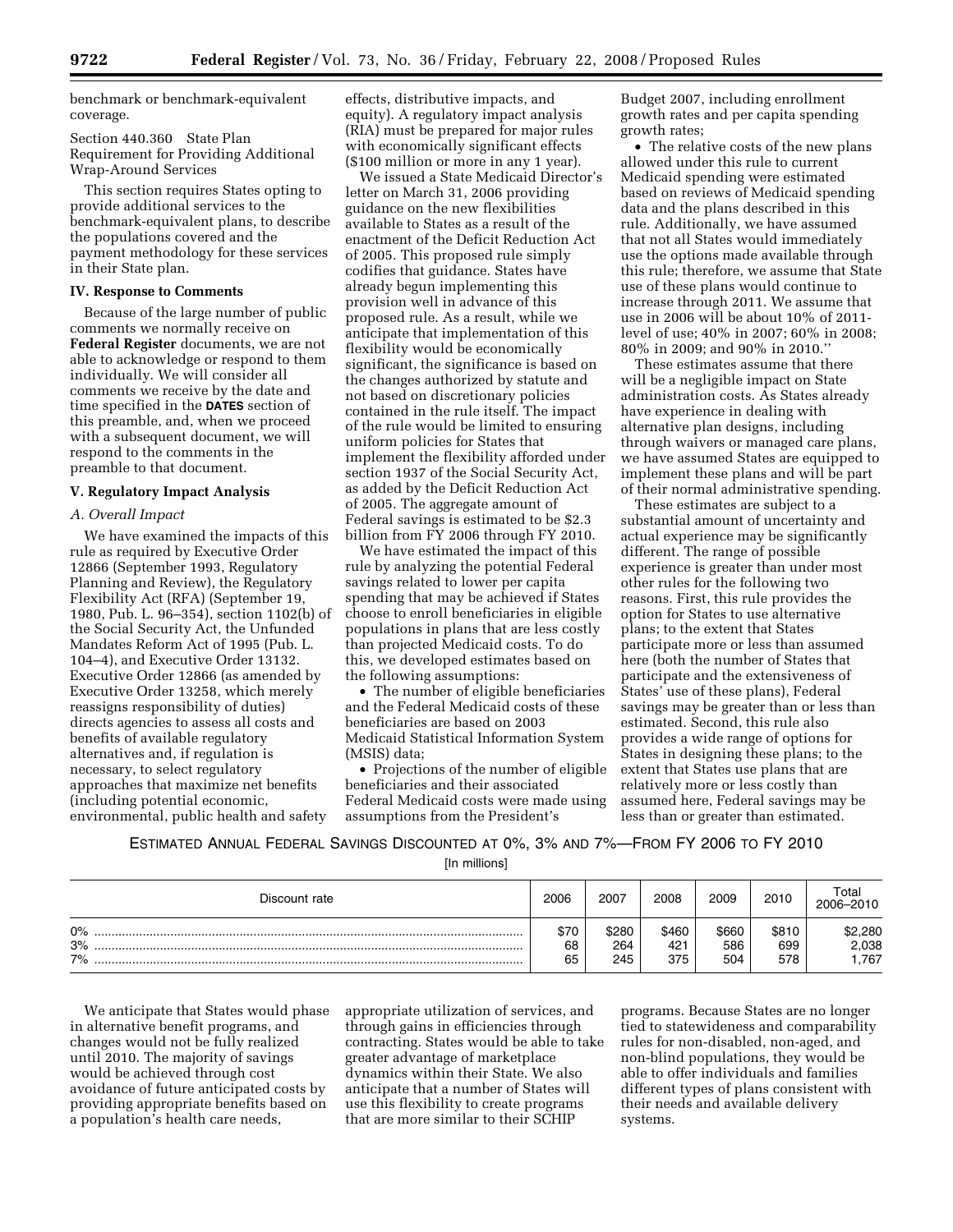benchmark or benchmark-equivalent coverage.

Section 440.360 State Plan Requirement for Providing Additional Wrap-Around Services

This section requires States opting to provide additional services to the benchmark-equivalent plans, to describe the populations covered and the payment methodology for these services in their State plan.

## IV. Response to Comments

Because of the large number of public comments we normally receive on **Federal Register** documents, we are not able to acknowledge or respond to them individually. We will consider all comments we receive by the date and time specified in the **DATES** section of this preamble, and, when we proceed with a subsequent document, we will respond to the comments in the preamble to that document.

## V. Regulatory Impact Analysis

### *A. Overall Impact*

We have examined the impacts of this rule as required by Executive Order 12866 (September 1993, Regulatory Planning and Review), the Regulatory Flexibility Act (RFA) (September 19, 1980, Pub. L. 96–354), section 1102(b) of the Social Security Act, the Unfunded Mandates Reform Act of 1995 (Pub. L. 104–4), and Executive Order 13132. Executive Order 12866 (as amended by Executive Order 13258, which merely reassigns responsibility of duties) directs agencies to assess all costs and benefits of available regulatory alternatives and, if regulation is necessary, to select regulatory approaches that maximize net benefits (including potential economic, environmental, public health and safety effects, distributive impacts, and equity). A regulatory impact analysis (RIA) must be prepared for major rules with economically significant effects ($100 million or more in any 1 year).

We issued a State Medicaid Director's letter on March 31, 2006 providing guidance on the new flexibilities available to States as a result of the enactment of the Deficit Reduction Act of 2005. This proposed rule simply codifies that guidance. States have already begun implementing this provision well in advance of this proposed rule. As a result, while we anticipate that implementation of this flexibility would be economically significant, the significance is based on the changes authorized by statute and not based on discretionary policies contained in the rule itself. The impact of the rule would be limited to ensuring uniform policies for States that implement the flexibility afforded under section 1937 of the Social Security Act, as added by the Deficit Reduction Act of 2005. The aggregate amount of Federal savings is estimated to be $2.3 billion from FY 2006 through FY 2010.

We have estimated the impact of this rule by analyzing the potential Federal savings related to lower per capita spending that may be achieved if States choose to enroll beneficiaries in eligible populations in plans that are less costly than projected Medicaid costs. To do this, we developed estimates based on the following assumptions:

- The number of eligible beneficiaries and the Federal Medicaid costs of these beneficiaries are based on 2003 Medicaid Statistical Information System (MSIS) data;
- Projections of the number of eligible beneficiaries and their associated Federal Medicaid costs were made using assumptions from the President's Budget 2007, including enrollment growth rates and per capita spending growth rates;
- The relative costs of the new plans allowed under this rule to current Medicaid spending were estimated based on reviews of Medicaid spending data and the plans described in this rule. Additionally, we have assumed that not all States would immediately use the options made available through this rule; therefore, we assume that State use of these plans would continue to increase through 2011. We assume that use in 2006 will be about 10% of 2011-level of use; 40% in 2007; 60% in 2008; 80% in 2009; and 90% in 2010.''

These estimates assume that there will be a negligible impact on State administration costs. As States already have experience in dealing with alternative plan designs, including through waivers or managed care plans, we have assumed States are equipped to implement these plans and will be part of their normal administrative spending.

These estimates are subject to a substantial amount of uncertainty and actual experience may be significantly different. The range of possible experience is greater than under most other rules for the following two reasons. First, this rule provides the option for States to use alternative plans; to the extent that States participate more or less than assumed here (both the number of States that participate and the extensiveness of States' use of these plans), Federal savings may be greater than or less than estimated. Second, this rule also provides a wide range of options for States in designing these plans; to the extent that States use plans that are relatively more or less costly than assumed here, Federal savings may be less than or greater than estimated.

ESTIMATED ANNUAL FEDERAL SAVINGS DISCOUNTED AT 0%, 3% AND 7%—FROM FY 2006 TO FY 2010

[In millions]

| Discount rate | 2006 | 2007 | 2008 | 2009 | 2010 | Total 2006–2010 |
|---|---|---|---|---|---|---|
| 0% | $70 | $280 | $460 | $660 | $810 | $2,280 |
| 3% | 68 | 264 | 421 | 586 | 699 | 2,038 |
| 7% | 65 | 245 | 375 | 504 | 578 | 1,767 |

We anticipate that States would phase in alternative benefit programs, and changes would not be fully realized until 2010. The majority of savings would be achieved through cost avoidance of future anticipated costs by providing appropriate benefits based on a population's health care needs, appropriate utilization of services, and through gains in efficiencies through contracting. States would be able to take greater advantage of marketplace dynamics within their State. We also anticipate that a number of States will use this flexibility to create programs that are more similar to their SCHIP programs. Because States are no longer tied to statewideness and comparability rules for non-disabled, non-aged, and non-blind populations, they would be able to offer individuals and families different types of plans consistent with their needs and available delivery systems.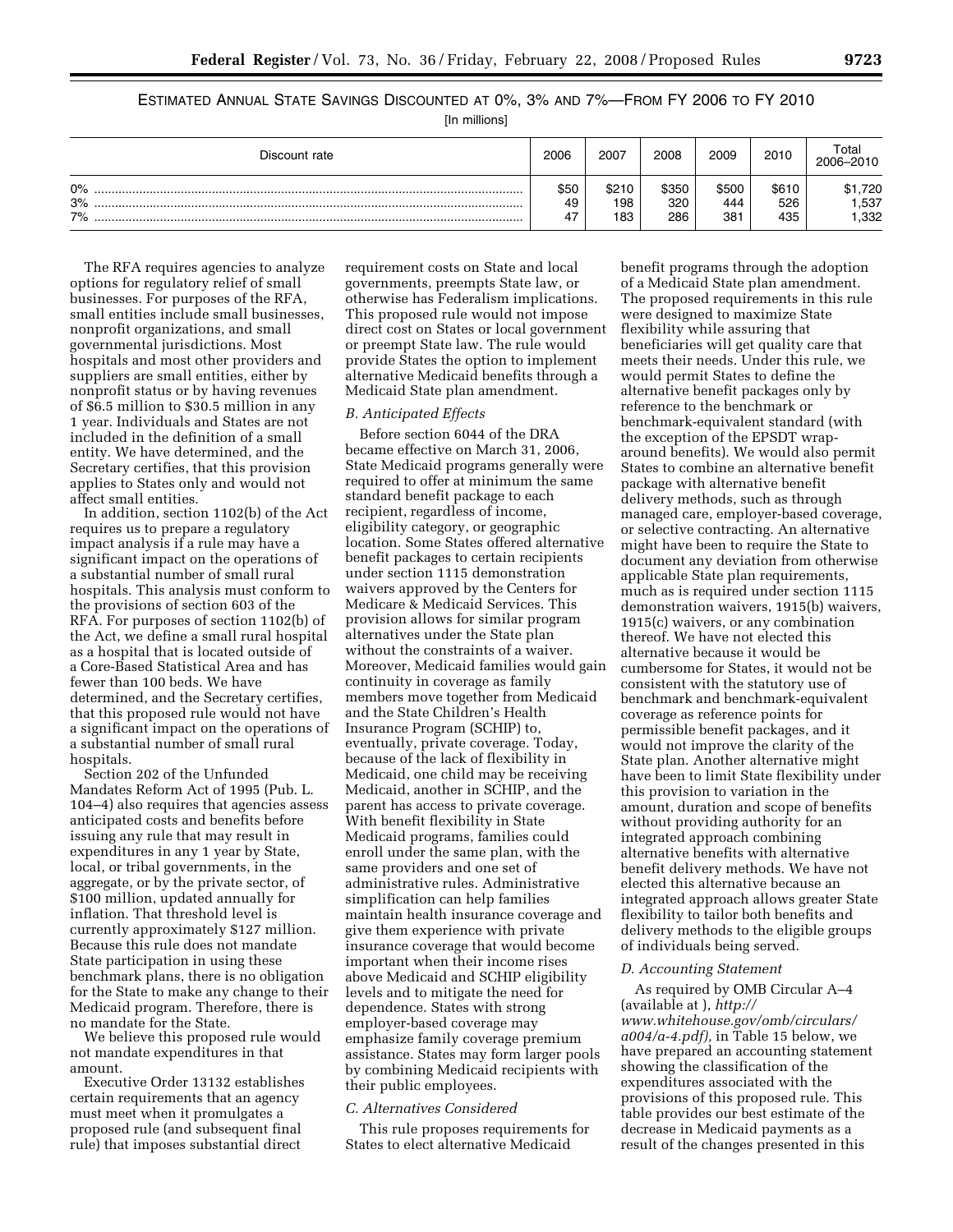ESTIMATED ANNUAL STATE SAVINGS DISCOUNTED AT 0%, 3% AND 7%—FROM FY 2006 TO FY 2010

[In millions]

| Discount rate | 2006 | 2007 | 2008 | 2009 | 2010 | Total 2006–2010 |
|---|---|---|---|---|---|---|
| 0% | $50 | $210 | $350 | $500 | $610 | $1,720 |
| 3% | 49 | 198 | 320 | 444 | 526 | 1,537 |
| 7% | 47 | 183 | 286 | 381 | 435 | 1,332 |

The RFA requires agencies to analyze options for regulatory relief of small businesses. For purposes of the RFA, small entities include small businesses, nonprofit organizations, and small governmental jurisdictions. Most hospitals and most other providers and suppliers are small entities, either by nonprofit status or by having revenues of $6.5 million to $30.5 million in any 1 year. Individuals and States are not included in the definition of a small entity. We have determined, and the Secretary certifies, that this provision applies to States only and would not affect small entities.

In addition, section 1102(b) of the Act requires us to prepare a regulatory impact analysis if a rule may have a significant impact on the operations of a substantial number of small rural hospitals. This analysis must conform to the provisions of section 603 of the RFA. For purposes of section 1102(b) of the Act, we define a small rural hospital as a hospital that is located outside of a Core-Based Statistical Area and has fewer than 100 beds. We have determined, and the Secretary certifies, that this proposed rule would not have a significant impact on the operations of a substantial number of small rural hospitals.

Section 202 of the Unfunded Mandates Reform Act of 1995 (Pub. L. 104–4) also requires that agencies assess anticipated costs and benefits before issuing any rule that may result in expenditures in any 1 year by State, local, or tribal governments, in the aggregate, or by the private sector, of $100 million, updated annually for inflation. That threshold level is currently approximately $127 million. Because this rule does not mandate State participation in using these benchmark plans, there is no obligation for the State to make any change to their Medicaid program. Therefore, there is no mandate for the State.

We believe this proposed rule would not mandate expenditures in that amount.

Executive Order 13132 establishes certain requirements that an agency must meet when it promulgates a proposed rule (and subsequent final rule) that imposes substantial direct requirement costs on State and local governments, preempts State law, or otherwise has Federalism implications. This proposed rule would not impose direct cost on States or local government or preempt State law. The rule would provide States the option to implement alternative Medicaid benefits through a Medicaid State plan amendment.

### *B. Anticipated Effects*

Before section 6044 of the DRA became effective on March 31, 2006, State Medicaid programs generally were required to offer at minimum the same standard benefit package to each recipient, regardless of income, eligibility category, or geographic location. Some States offered alternative benefit packages to certain recipients under section 1115 demonstration waivers approved by the Centers for Medicare & Medicaid Services. This provision allows for similar program alternatives under the State plan without the constraints of a waiver. Moreover, Medicaid families would gain continuity in coverage as family members move together from Medicaid and the State Children's Health Insurance Program (SCHIP) to, eventually, private coverage. Today, because of the lack of flexibility in Medicaid, one child may be receiving Medicaid, another in SCHIP, and the parent has access to private coverage. With benefit flexibility in State Medicaid programs, families could enroll under the same plan, with the same providers and one set of administrative rules. Administrative simplification can help families maintain health insurance coverage and give them experience with private insurance coverage that would become important when their income rises above Medicaid and SCHIP eligibility levels and to mitigate the need for dependence. States with strong employer-based coverage may emphasize family coverage premium assistance. States may form larger pools by combining Medicaid recipients with their public employees.

### *C. Alternatives Considered*

This rule proposes requirements for States to elect alternative Medicaid benefit programs through the adoption of a Medicaid State plan amendment. The proposed requirements in this rule were designed to maximize State flexibility while assuring that beneficiaries will get quality care that meets their needs. Under this rule, we would permit States to define the alternative benefit packages only by reference to the benchmark or benchmark-equivalent standard (with the exception of the EPSDT wrap-around benefits). We would also permit States to combine an alternative benefit package with alternative benefit delivery methods, such as through managed care, employer-based coverage, or selective contracting. An alternative might have been to require the State to document any deviation from otherwise applicable State plan requirements, much as is required under section 1115 demonstration waivers, 1915(b) waivers, 1915(c) waivers, or any combination thereof. We have not elected this alternative because it would be cumbersome for States, it would not be consistent with the statutory use of benchmark and benchmark-equivalent coverage as reference points for permissible benefit packages, and it would not improve the clarity of the State plan. Another alternative might have been to limit State flexibility under this provision to variation in the amount, duration and scope of benefits without providing authority for an integrated approach combining alternative benefits with alternative benefit delivery methods. We have not elected this alternative because an integrated approach allows greater State flexibility to tailor both benefits and delivery methods to the eligible groups of individuals being served.

### *D. Accounting Statement*

As required by OMB Circular A–4 (available at ), *http://www.whitehouse.gov/omb/circulars/a004/a-4.pdf),* in Table 15 below, we have prepared an accounting statement showing the classification of the expenditures associated with the provisions of this proposed rule. This table provides our best estimate of the decrease in Medicaid payments as a result of the changes presented in this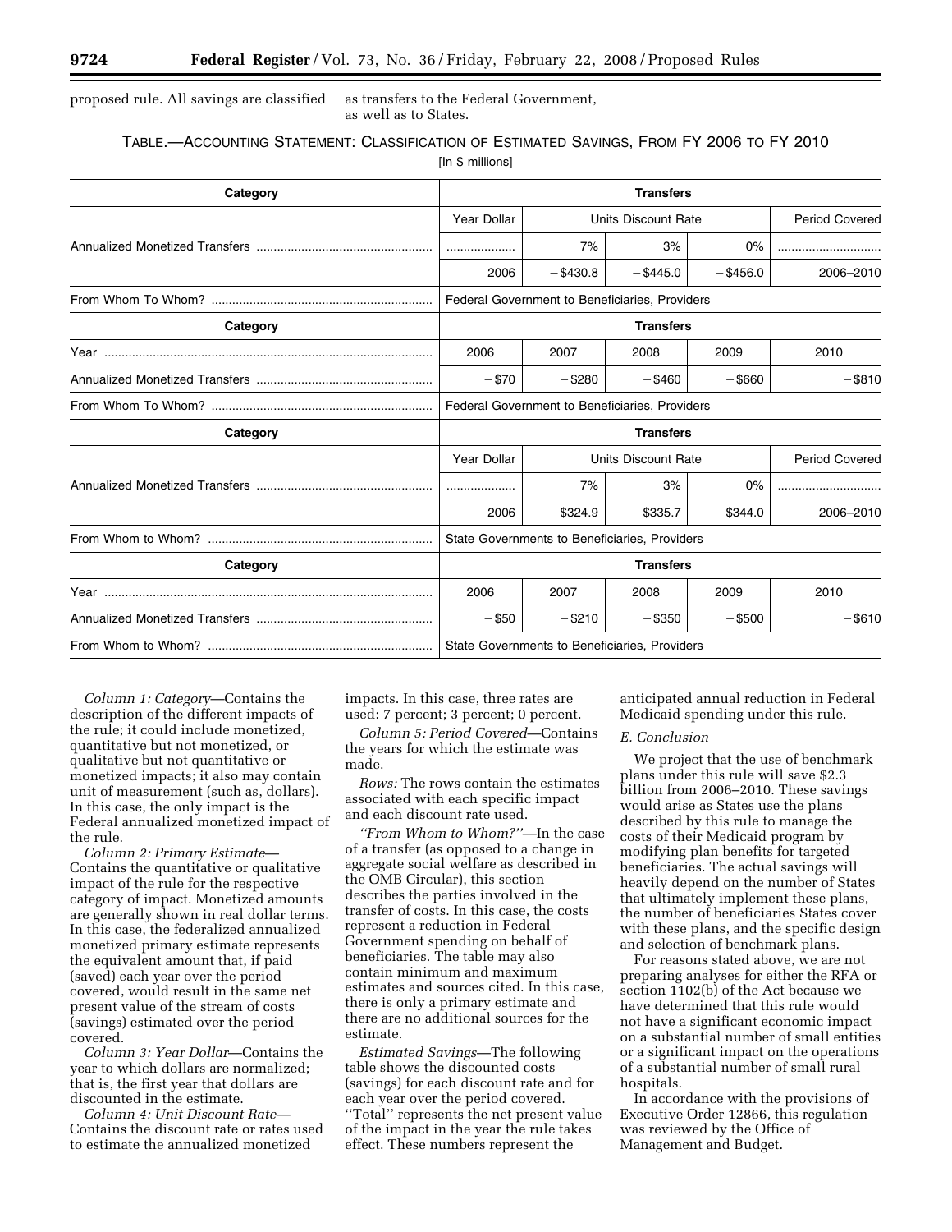proposed rule. All savings are classified as transfers to the Federal Government, as well as to States.

TABLE.—ACCOUNTING STATEMENT: CLASSIFICATION OF ESTIMATED SAVINGS, FROM FY 2006 TO FY 2010

[In $ millions]

| Category | Transfers | | | | |
|---|---|---|---|---|---|
| | Year Dollar | Units Discount Rate | | | Period Covered |
| Annualized Monetized Transfers | | 7% | 3% | 0% | |
| | 2006 | −$430.8 | −$445.0 | −$456.0 | 2006–2010 |
| From Whom To Whom? | Federal Government to Beneficiaries, Providers | | | | |
| **Category** | **Transfers** | | | | |
| Year | 2006 | 2007 | 2008 | 2009 | 2010 |
| Annualized Monetized Transfers | −$70 | −$280 | −$460 | −$660 | −$810 |
| From Whom To Whom? | Federal Government to Beneficiaries, Providers | | | | |
| **Category** | **Transfers** | | | | |
| | Year Dollar | Units Discount Rate | | | Period Covered |
| Annualized Monetized Transfers | | 7% | 3% | 0% | |
| | 2006 | −$324.9 | −$335.7 | −$344.0 | 2006–2010 |
| From Whom to Whom? | State Governments to Beneficiaries, Providers | | | | |
| **Category** | **Transfers** | | | | |
| Year | 2006 | 2007 | 2008 | 2009 | 2010 |
| Annualized Monetized Transfers | −$50 | −$210 | −$350 | −$500 | −$610 |
| From Whom to Whom? | State Governments to Beneficiaries, Providers | | | | |

*Column 1: Category*—Contains the description of the different impacts of the rule; it could include monetized, quantitative but not quantitative or qualitative but not quantitative or monetized impacts; it also may contain unit of measurement (such as, dollars). In this case, the only impact is the Federal annualized monetized impact of the rule.

*Column 2: Primary Estimate*—Contains the quantitative or qualitative impact of the rule for the respective category of impact. Monetized amounts are generally shown in real dollar terms. In this case, the federalized annualized monetized primary estimate represents the equivalent amount that, if paid (saved) each year over the period covered, would result in the same net present value of the stream of costs (savings) estimated over the period covered.

*Column 3: Year Dollar*—Contains the year to which dollars are normalized; that is, the first year that dollars are discounted in the estimate.

*Column 4: Unit Discount Rate*—Contains the discount rate or rates used to estimate the annualized monetized impacts. In this case, three rates are used: 7 percent; 3 percent; 0 percent.

*Column 5: Period Covered*—Contains the years for which the estimate was made.

*Rows:* The rows contain the estimates associated with each specific impact and each discount rate used.

*''From Whom to Whom?''*—In the case of a transfer (as opposed to a change in aggregate social welfare as described in the OMB Circular), this section describes the parties involved in the transfer of costs. In this case, the costs represent a reduction in Federal Government spending on behalf of beneficiaries. The table may also contain minimum and maximum estimates and sources cited. In this case, there is only a primary estimate and there are no additional sources for the estimate.

*Estimated Savings*—The following table shows the discounted costs (savings) for each discount rate and for each year over the period covered. ''Total'' represents the net present value of the impact in the year the rule takes effect. These numbers represent the anticipated annual reduction in Federal Medicaid spending under this rule.

*E. Conclusion*

We project that the use of benchmark plans under this rule will save $2.3 billion from 2006–2010. These savings would arise as States use the plans described by this rule to manage the costs of their Medicaid program by modifying plan benefits for targeted beneficiaries. The actual savings will heavily depend on the number of States that ultimately implement these plans, the number of beneficiaries States cover with these plans, and the specific design and selection of benchmark plans.

For reasons stated above, we are not preparing analyses for either the RFA or section 1102(b) of the Act because we have determined that this rule would not have a significant economic impact on a substantial number of small entities or a significant impact on the operations of a substantial number of small rural hospitals.

In accordance with the provisions of Executive Order 12866, this regulation was reviewed by the Office of Management and Budget.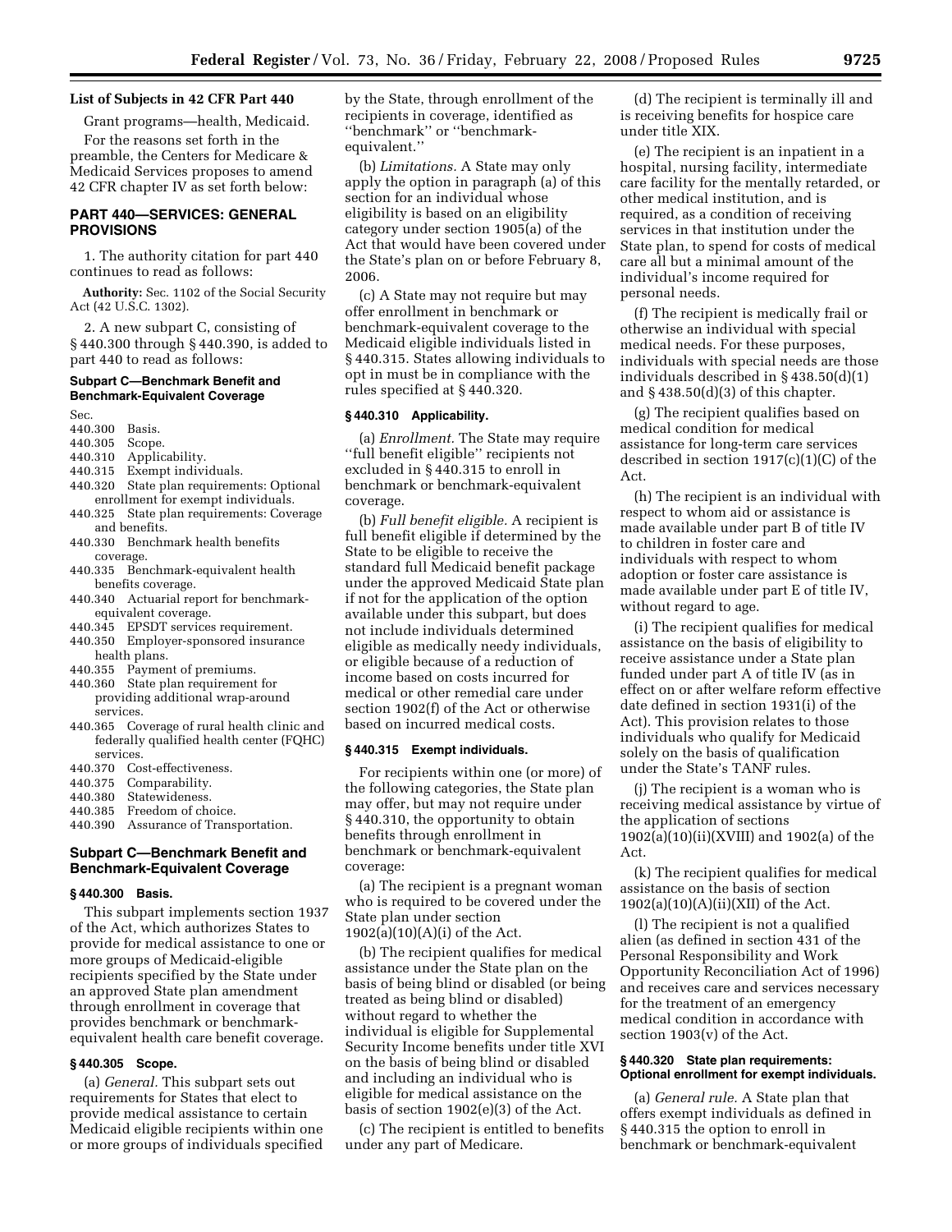## List of Subjects in 42 CFR Part 440

Grant programs—health, Medicaid.

For the reasons set forth in the preamble, the Centers for Medicare & Medicaid Services proposes to amend 42 CFR chapter IV as set forth below:

## PART 440—SERVICES: GENERAL PROVISIONS

1. The authority citation for part 440 continues to read as follows:

**Authority:** Sec. 1102 of the Social Security Act (42 U.S.C. 1302).

2. A new subpart C, consisting of § 440.300 through § 440.390, is added to part 440 to read as follows:

### Subpart C—Benchmark Benefit and Benchmark-Equivalent Coverage

Sec.
440.300 Basis.
440.305 Scope.
440.310 Applicability.
440.315 Exempt individuals.
440.320 State plan requirements: Optional enrollment for exempt individuals.
440.325 State plan requirements: Coverage and benefits.
440.330 Benchmark health benefits coverage.
440.335 Benchmark-equivalent health benefits coverage.
440.340 Actuarial report for benchmark-equivalent coverage.
440.345 EPSDT services requirement.
440.350 Employer-sponsored insurance health plans.
440.355 Payment of premiums.
440.360 State plan requirement for providing additional wrap-around services.
440.365 Coverage of rural health clinic and federally qualified health center (FQHC) services.
440.370 Cost-effectiveness.
440.375 Comparability.
440.380 Statewideness.
440.385 Freedom of choice.
440.390 Assurance of Transportation.

### Subpart C—Benchmark Benefit and Benchmark-Equivalent Coverage

#### § 440.300 Basis.

This subpart implements section 1937 of the Act, which authorizes States to provide for medical assistance to one or more groups of Medicaid-eligible recipients specified by the State under an approved State plan amendment through enrollment in coverage that provides benchmark or benchmark-equivalent health care benefit coverage.

#### § 440.305 Scope.

(a) *General.* This subpart sets out requirements for States that elect to provide medical assistance to certain Medicaid eligible recipients within one or more groups of individuals specified by the State, through enrollment of the recipients in coverage, identified as ''benchmark'' or ''benchmark-equivalent.''

(b) *Limitations.* A State may only apply the option in paragraph (a) of this section for an individual whose eligibility is based on an eligibility category under section 1905(a) of the Act that would have been covered under the State's plan on or before February 8, 2006.

(c) A State may not require but may offer enrollment in benchmark or benchmark-equivalent coverage to the Medicaid eligible individuals listed in § 440.315. States allowing individuals to opt in must be in compliance with the rules specified at § 440.320.

#### § 440.310 Applicability.

(a) *Enrollment.* The State may require ''full benefit eligible'' recipients not excluded in § 440.315 to enroll in benchmark or benchmark-equivalent coverage.

(b) *Full benefit eligible.* A recipient is full benefit eligible if determined by the State to be eligible to receive the standard full Medicaid benefit package under the approved Medicaid State plan if not for the application of the option available under this subpart, but does not include individuals determined eligible as medically needy individuals, or eligible because of a reduction of income based on costs incurred for medical or other remedial care under section 1902(f) of the Act or otherwise based on incurred medical costs.

#### § 440.315 Exempt individuals.

For recipients within one (or more) of the following categories, the State plan may offer, but may not require under § 440.310, the opportunity to obtain benefits through enrollment in benchmark or benchmark-equivalent coverage:

(a) The recipient is a pregnant woman who is required to be covered under the State plan under section 1902(a)(10)(A)(i) of the Act.

(b) The recipient qualifies for medical assistance under the State plan on the basis of being blind or disabled (or being treated as being blind or disabled) without regard to whether the individual is eligible for Supplemental Security Income benefits under title XVI on the basis of being blind or disabled and including an individual who is eligible for medical assistance on the basis of section 1902(e)(3) of the Act.

(c) The recipient is entitled to benefits under any part of Medicare.

(d) The recipient is terminally ill and is receiving benefits for hospice care under title XIX.

(e) The recipient is an inpatient in a hospital, nursing facility, intermediate care facility for the mentally retarded, or other medical institution, and is required, as a condition of receiving services in that institution under the State plan, to spend for costs of medical care all but a minimal amount of the individual's income required for personal needs.

(f) The recipient is medically frail or otherwise an individual with special medical needs. For these purposes, individuals with special needs are those individuals described in § 438.50(d)(1) and § 438.50(d)(3) of this chapter.

(g) The recipient qualifies based on medical condition for medical assistance for long-term care services described in section 1917(c)(1)(C) of the Act.

(h) The recipient is an individual with respect to whom aid or assistance is made available under part B of title IV to children in foster care and individuals with respect to whom adoption or foster care assistance is made available under part E of title IV, without regard to age.

(i) The recipient qualifies for medical assistance on the basis of eligibility to receive assistance under a State plan funded under part A of title IV (as in effect on or after welfare reform effective date defined in section 1931(i) of the Act). This provision relates to those individuals who qualify for Medicaid solely on the basis of qualification under the State's TANF rules.

(j) The recipient is a woman who is receiving medical assistance by virtue of the application of sections 1902(a)(10)(ii)(XVIII) and 1902(a) of the Act.

(k) The recipient qualifies for medical assistance on the basis of section 1902(a)(10)(A)(ii)(XII) of the Act.

(l) The recipient is not a qualified alien (as defined in section 431 of the Personal Responsibility and Work Opportunity Reconciliation Act of 1996) and receives care and services necessary for the treatment of an emergency medical condition in accordance with section 1903(v) of the Act.

#### § 440.320 State plan requirements: Optional enrollment for exempt individuals.

(a) *General rule.* A State plan that offers exempt individuals as defined in § 440.315 the option to enroll in benchmark or benchmark-equivalent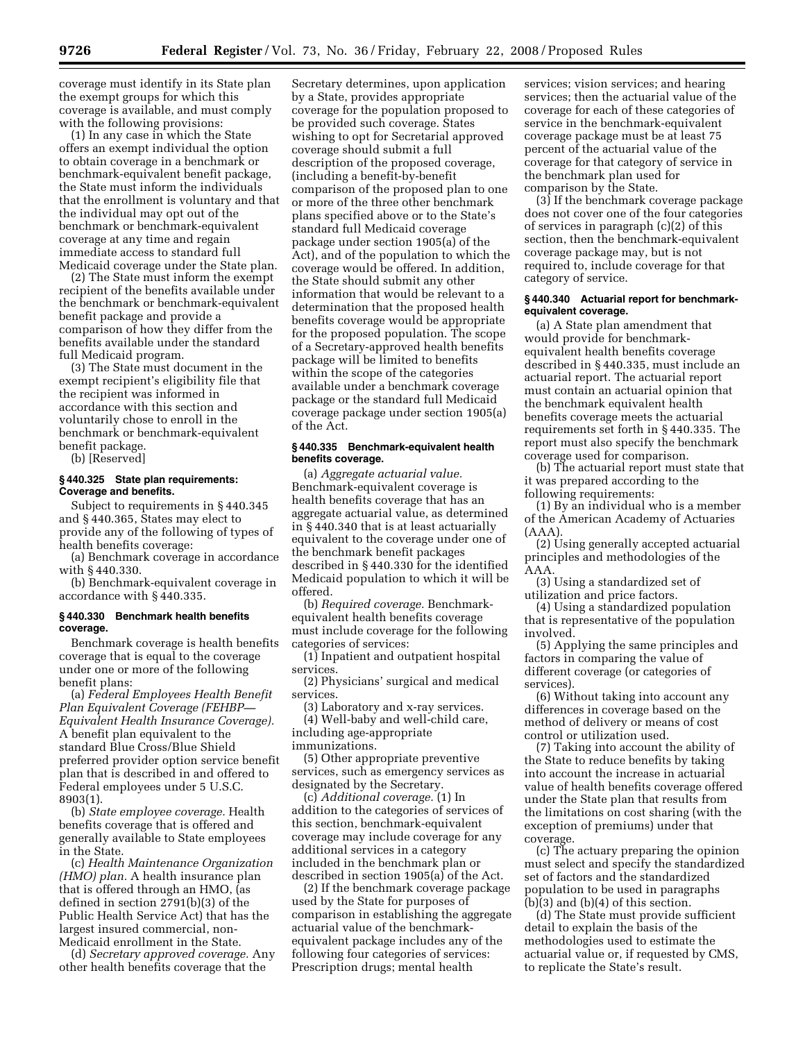coverage must identify in its State plan the exempt groups for which this coverage is available, and must comply with the following provisions:

(1) In any case in which the State offers an exempt individual the option to obtain coverage in a benchmark or benchmark-equivalent benefit package, the State must inform the individuals that the enrollment is voluntary and that the individual may opt out of the benchmark or benchmark-equivalent coverage at any time and regain immediate access to standard full Medicaid coverage under the State plan.

(2) The State must inform the exempt recipient of the benefits available under the benchmark or benchmark-equivalent benefit package and provide a comparison of how they differ from the benefits available under the standard full Medicaid program.

(3) The State must document in the exempt recipient's eligibility file that the recipient was informed in accordance with this section and voluntarily chose to enroll in the benchmark or benchmark-equivalent benefit package.

(b) [Reserved]

### § 440.325 State plan requirements: Coverage and benefits.

Subject to requirements in § 440.345 and § 440.365, States may elect to provide any of the following of types of health benefits coverage:

(a) Benchmark coverage in accordance with § 440.330.

(b) Benchmark-equivalent coverage in accordance with § 440.335.

### § 440.330 Benchmark health benefits coverage.

Benchmark coverage is health benefits coverage that is equal to the coverage under one or more of the following benefit plans:

(a) *Federal Employees Health Benefit Plan Equivalent Coverage (FEHBP—Equivalent Health Insurance Coverage).* A benefit plan equivalent to the standard Blue Cross/Blue Shield preferred provider option service benefit plan that is described in and offered to Federal employees under 5 U.S.C. 8903(1).

(b) *State employee coverage.* Health benefits coverage that is offered and generally available to State employees in the State.

(c) *Health Maintenance Organization (HMO) plan.* A health insurance plan that is offered through an HMO, (as defined in section 2791(b)(3) of the Public Health Service Act) that has the largest insured commercial, non-Medicaid enrollment in the State.

(d) *Secretary approved coverage.* Any other health benefits coverage that the Secretary determines, upon application by a State, provides appropriate coverage for the population proposed to be provided such coverage. States wishing to opt for Secretarial approved coverage should submit a full description of the proposed coverage, (including a benefit-by-benefit comparison of the proposed plan to one or more of the three other benchmark plans specified above or to the State's standard full Medicaid coverage package under section 1905(a) of the Act), and of the population to which the coverage would be offered. In addition, the State should submit any other information that would be relevant to a determination that the proposed health benefits coverage would be appropriate for the proposed population. The scope of a Secretary-approved health benefits package will be limited to benefits within the scope of the categories available under a benchmark coverage package or the standard full Medicaid coverage package under section 1905(a) of the Act.

### § 440.335 Benchmark-equivalent health benefits coverage.

(a) *Aggregate actuarial value.* Benchmark-equivalent coverage is health benefits coverage that has an aggregate actuarial value, as determined in § 440.340 that is at least actuarially equivalent to the coverage under one of the benchmark benefit packages described in § 440.330 for the identified Medicaid population to which it will be offered.

(b) *Required coverage.* Benchmark-equivalent health benefits coverage must include coverage for the following categories of services:

(1) Inpatient and outpatient hospital services.

(2) Physicians' surgical and medical services.

(3) Laboratory and x-ray services.

(4) Well-baby and well-child care, including age-appropriate immunizations.

(5) Other appropriate preventive services, such as emergency services as designated by the Secretary.

(c) *Additional coverage.* (1) In addition to the categories of services of this section, benchmark-equivalent coverage may include coverage for any additional services in a category included in the benchmark plan or described in section 1905(a) of the Act.

(2) If the benchmark coverage package used by the State for purposes of comparison in establishing the aggregate actuarial value of the benchmark-equivalent package includes any of the following four categories of services: Prescription drugs; mental health services; vision services; and hearing services; then the actuarial value of the coverage for each of these categories of service in the benchmark-equivalent coverage package must be at least 75 percent of the actuarial value of the coverage for that category of service in the benchmark plan used for comparison by the State.

(3) If the benchmark coverage package does not cover one of the four categories of services in paragraph (c)(2) of this section, then the benchmark-equivalent coverage package may, but is not required to, include coverage for that category of service.

### § 440.340 Actuarial report for benchmark-equivalent coverage.

(a) A State plan amendment that would provide for benchmark-equivalent health benefits coverage described in § 440.335, must include an actuarial report. The actuarial report must contain an actuarial opinion that the benchmark equivalent health benefits coverage meets the actuarial requirements set forth in § 440.335. The report must also specify the benchmark coverage used for comparison.

(b) The actuarial report must state that it was prepared according to the following requirements:

(1) By an individual who is a member of the American Academy of Actuaries (AAA).

(2) Using generally accepted actuarial principles and methodologies of the AAA.

(3) Using a standardized set of utilization and price factors.

(4) Using a standardized population that is representative of the population involved.

(5) Applying the same principles and factors in comparing the value of different coverage (or categories of services).

(6) Without taking into account any differences in coverage based on the method of delivery or means of cost control or utilization used.

(7) Taking into account the ability of the State to reduce benefits by taking into account the increase in actuarial value of health benefits coverage offered under the State plan that results from the limitations on cost sharing (with the exception of premiums) under that coverage.

(c) The actuary preparing the opinion must select and specify the standardized set of factors and the standardized population to be used in paragraphs (b)(3) and (b)(4) of this section.

(d) The State must provide sufficient detail to explain the basis of the methodologies used to estimate the actuarial value or, if requested by CMS, to replicate the State's result.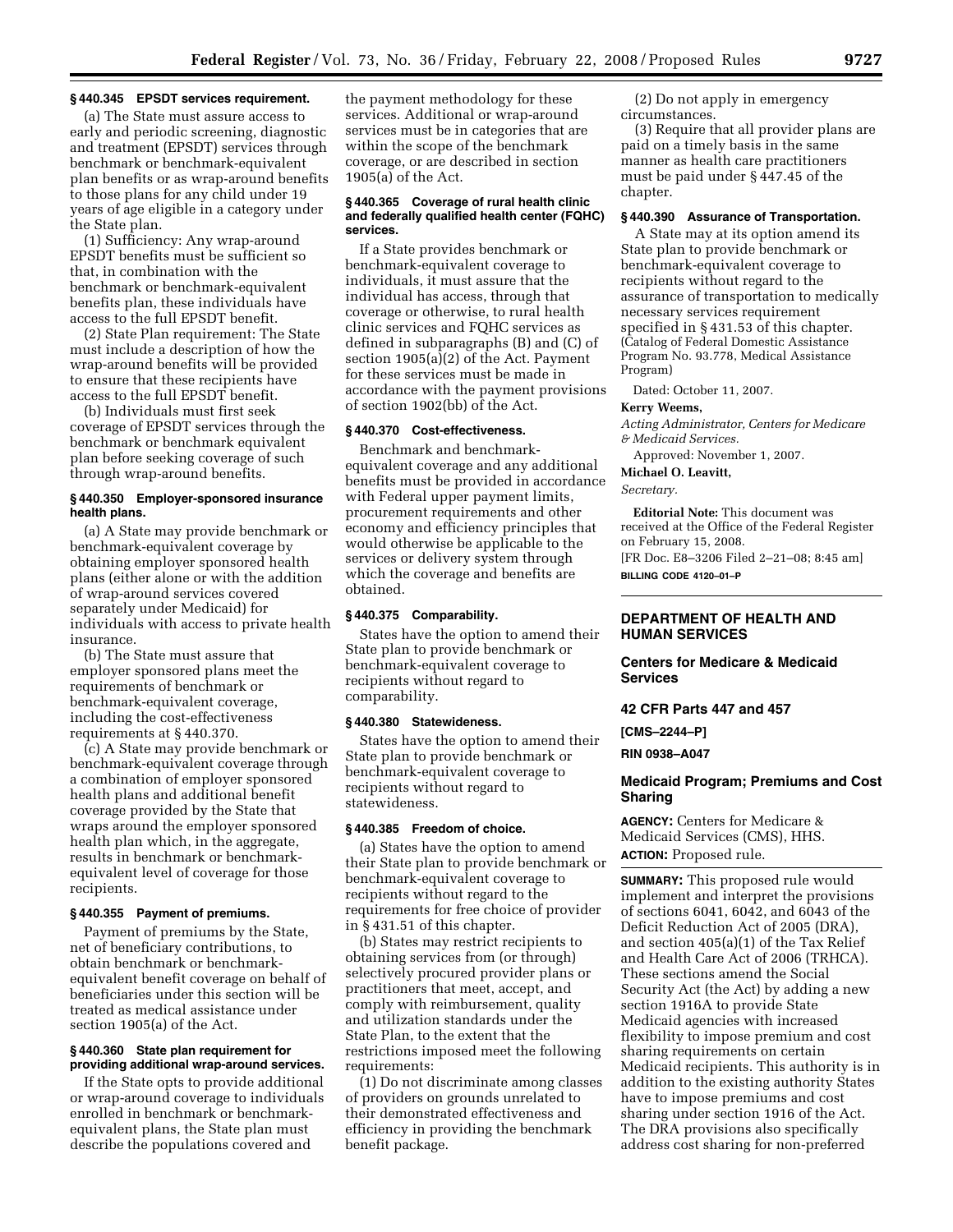### § 440.345 EPSDT services requirement.

(a) The State must assure access to early and periodic screening, diagnostic and treatment (EPSDT) services through benchmark or benchmark-equivalent plan benefits or as wrap-around benefits to those plans for any child under 19 years of age eligible in a category under the State plan.

(1) Sufficiency: Any wrap-around EPSDT benefits must be sufficient so that, in combination with the benchmark or benchmark-equivalent benefits plan, these individuals have access to the full EPSDT benefit.

(2) State Plan requirement: The State must include a description of how the wrap-around benefits will be provided to ensure that these recipients have access to the full EPSDT benefit.

(b) Individuals must first seek coverage of EPSDT services through the benchmark or benchmark equivalent plan before seeking coverage of such through wrap-around benefits.

### § 440.350 Employer-sponsored insurance health plans.

(a) A State may provide benchmark or benchmark-equivalent coverage by obtaining employer sponsored health plans (either alone or with the addition of wrap-around services covered separately under Medicaid) for individuals with access to private health insurance.

(b) The State must assure that employer sponsored plans meet the requirements of benchmark or benchmark-equivalent coverage, including the cost-effectiveness requirements at § 440.370.

(c) A State may provide benchmark or benchmark-equivalent coverage through a combination of employer sponsored health plans and additional benefit coverage provided by the State that wraps around the employer sponsored health plan which, in the aggregate, results in benchmark or benchmark-equivalent level of coverage for those recipients.

### § 440.355 Payment of premiums.

Payment of premiums by the State, net of beneficiary contributions, to obtain benchmark or benchmark-equivalent benefit coverage on behalf of beneficiaries under this section will be treated as medical assistance under section 1905(a) of the Act.

### § 440.360 State plan requirement for providing additional wrap-around services.

If the State opts to provide additional or wrap-around coverage to individuals enrolled in benchmark or benchmark-equivalent plans, the State plan must describe the populations covered and the payment methodology for these services. Additional or wrap-around services must be in categories that are within the scope of the benchmark coverage, or are described in section 1905(a) of the Act.

### § 440.365 Coverage of rural health clinic and federally qualified health center (FQHC) services.

If a State provides benchmark or benchmark-equivalent coverage to individuals, it must assure that the individual has access, through that coverage or otherwise, to rural health clinic services and FQHC services as defined in subparagraphs (B) and (C) of section 1905(a)(2) of the Act. Payment for these services must be made in accordance with the payment provisions of section 1902(bb) of the Act.

### § 440.370 Cost-effectiveness.

Benchmark and benchmark-equivalent coverage and any additional benefits must be provided in accordance with Federal upper payment limits, procurement requirements and other economy and efficiency principles that would otherwise be applicable to the services or delivery system through which the coverage and benefits are obtained.

### § 440.375 Comparability.

States have the option to amend their State plan to provide benchmark or benchmark-equivalent coverage to recipients without regard to comparability.

### § 440.380 Statewideness.

States have the option to amend their State plan to provide benchmark or benchmark-equivalent coverage to recipients without regard to statewideness.

### § 440.385 Freedom of choice.

(a) States have the option to amend their State plan to provide benchmark or benchmark-equivalent coverage to recipients without regard to the requirements for free choice of provider in § 431.51 of this chapter.

(b) States may restrict recipients to obtaining services from (or through) selectively procured provider plans or practitioners that meet, accept, and comply with reimbursement, quality and utilization standards under the State Plan, to the extent that the restrictions imposed meet the following requirements:

(1) Do not discriminate among classes of providers on grounds unrelated to their demonstrated effectiveness and efficiency in providing the benchmark benefit package.

(2) Do not apply in emergency circumstances.

(3) Require that all provider plans are paid on a timely basis in the same manner as health care practitioners must be paid under § 447.45 of the chapter.

### § 440.390 Assurance of Transportation.

A State may at its option amend its State plan to provide benchmark or benchmark-equivalent coverage to recipients without regard to the assurance of transportation to medically necessary services requirement specified in § 431.53 of this chapter.

(Catalog of Federal Domestic Assistance Program No. 93.778, Medical Assistance Program)

Dated: October 11, 2007.

**Kerry Weems,**

*Acting Administrator, Centers for Medicare & Medicaid Services.*

Approved: November 1, 2007.

**Michael O. Leavitt,**

*Secretary.*

**Editorial Note:** This document was received at the Office of the Federal Register on February 15, 2008.

[FR Doc. E8–3206 Filed 2–21–08; 8:45 am]

**BILLING CODE 4120–01–P**

---

## DEPARTMENT OF HEALTH AND HUMAN SERVICES

## Centers for Medicare & Medicaid Services

## 42 CFR Parts 447 and 457

**[CMS–2244–P]**

**RIN 0938–A047**

## Medicaid Program; Premiums and Cost Sharing

**AGENCY:** Centers for Medicare & Medicaid Services (CMS), HHS.

**ACTION:** Proposed rule.

**SUMMARY:** This proposed rule would implement and interpret the provisions of sections 6041, 6042, and 6043 of the Deficit Reduction Act of 2005 (DRA), and section 405(a)(1) of the Tax Relief and Health Care Act of 2006 (TRHCA). These sections amend the Social Security Act (the Act) by adding a new section 1916A to provide State Medicaid agencies with increased flexibility to impose premium and cost sharing requirements on certain Medicaid recipients. This authority is in addition to the existing authority States have to impose premiums and cost sharing under section 1916 of the Act. The DRA provisions also specifically address cost sharing for non-preferred